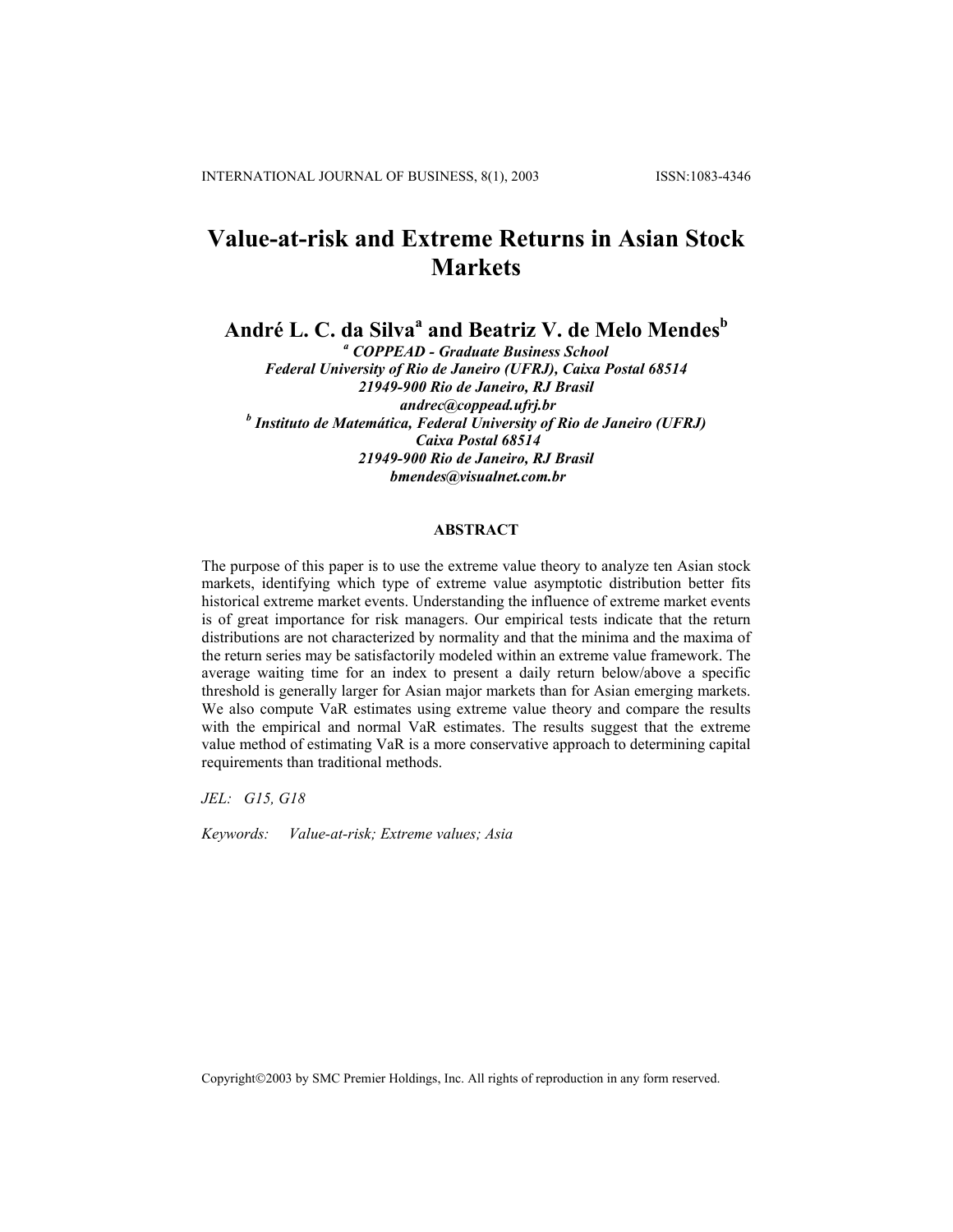# Value-at-risk and Extreme Returns in Asian Stock Markets

## André L. C. da Silva[a] and Beatriz V. de Melo Mendes[b]

*[a] COPPEAD - Graduate Business School*
*Federal University of Rio de Janeiro (UFRJ), Caixa Postal 68514*
*21949-900 Rio de Janeiro, RJ Brasil*
*andrec@coppead.ufrj.br*
*[b] Instituto de Matemática, Federal University of Rio de Janeiro (UFRJ)*
*Caixa Postal 68514*
*21949-900 Rio de Janeiro, RJ Brasil*
*bmendes@visualnet.com.br*

### ABSTRACT

The purpose of this paper is to use the extreme value theory to analyze ten Asian stock markets, identifying which type of extreme value asymptotic distribution better fits historical extreme market events. Understanding the influence of extreme market events is of great importance for risk managers. Our empirical tests indicate that the return distributions are not characterized by normality and that the minima and the maxima of the return series may be satisfactorily modeled within an extreme value framework. The average waiting time for an index to present a daily return below/above a specific threshold is generally larger for Asian major markets than for Asian emerging markets. We also compute VaR estimates using extreme value theory and compare the results with the empirical and normal VaR estimates. The results suggest that the extreme value method of estimating VaR is a more conservative approach to determining capital requirements than traditional methods.

*JEL: G15, G18*

*Keywords: Value-at-risk; Extreme values; Asia*

Copyright©2003 by SMC Premier Holdings, Inc. All rights of reproduction in any form reserved.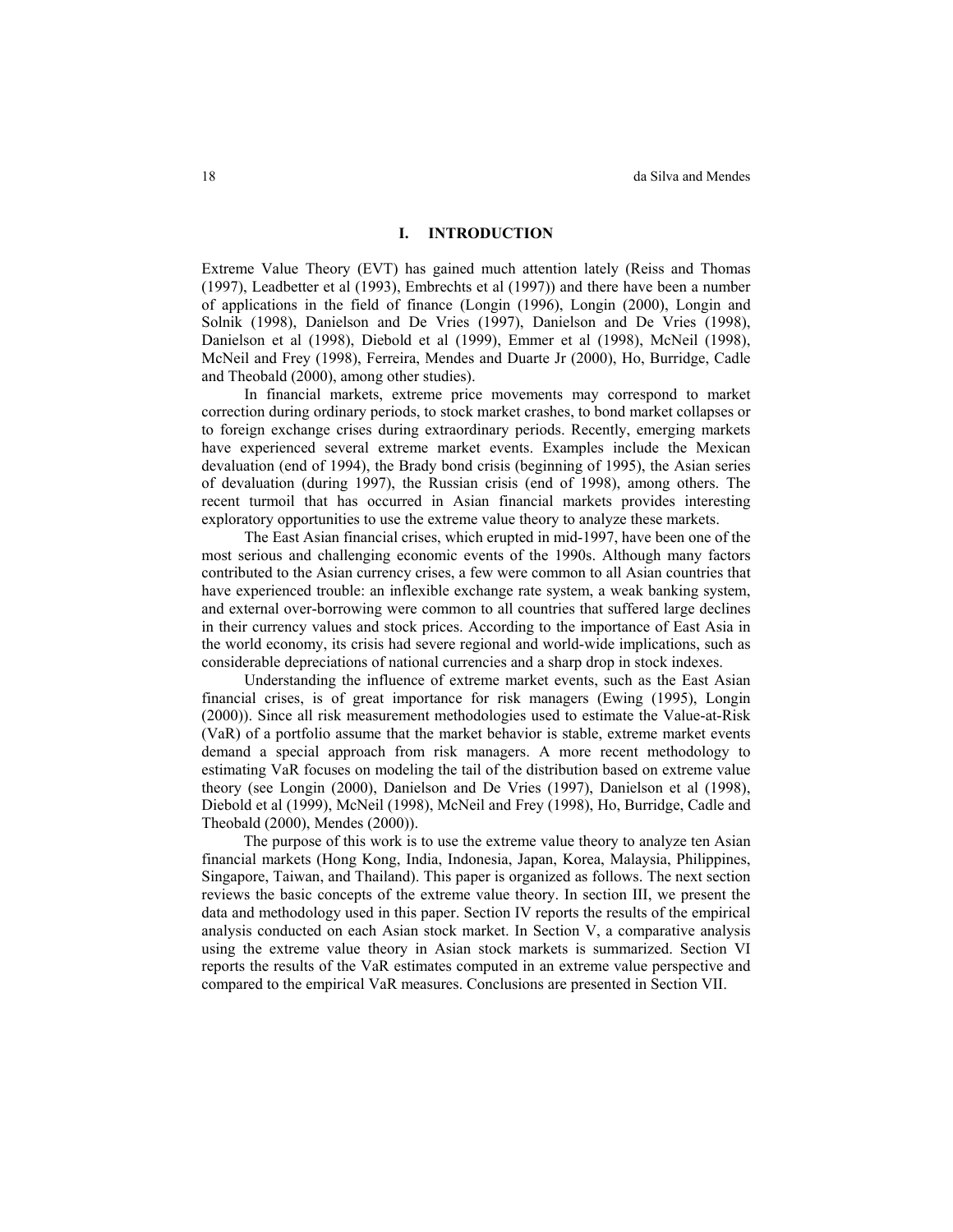## I. INTRODUCTION

Extreme Value Theory (EVT) has gained much attention lately (Reiss and Thomas (1997), Leadbetter et al (1993), Embrechts et al (1997)) and there have been a number of applications in the field of finance (Longin (1996), Longin (2000), Longin and Solnik (1998), Danielson and De Vries (1997), Danielson and De Vries (1998), Danielson et al (1998), Diebold et al (1999), Emmer et al (1998), McNeil (1998), McNeil and Frey (1998), Ferreira, Mendes and Duarte Jr (2000), Ho, Burridge, Cadle and Theobald (2000), among other studies).

In financial markets, extreme price movements may correspond to market correction during ordinary periods, to stock market crashes, to bond market collapses or to foreign exchange crises during extraordinary periods. Recently, emerging markets have experienced several extreme market events. Examples include the Mexican devaluation (end of 1994), the Brady bond crisis (beginning of 1995), the Asian series of devaluation (during 1997), the Russian crisis (end of 1998), among others. The recent turmoil that has occurred in Asian financial markets provides interesting exploratory opportunities to use the extreme value theory to analyze these markets.

The East Asian financial crises, which erupted in mid-1997, have been one of the most serious and challenging economic events of the 1990s. Although many factors contributed to the Asian currency crises, a few were common to all Asian countries that have experienced trouble: an inflexible exchange rate system, a weak banking system, and external over-borrowing were common to all countries that suffered large declines in their currency values and stock prices. According to the importance of East Asia in the world economy, its crisis had severe regional and world-wide implications, such as considerable depreciations of national currencies and a sharp drop in stock indexes.

Understanding the influence of extreme market events, such as the East Asian financial crises, is of great importance for risk managers (Ewing (1995), Longin (2000)). Since all risk measurement methodologies used to estimate the Value-at-Risk (VaR) of a portfolio assume that the market behavior is stable, extreme market events demand a special approach from risk managers. A more recent methodology to estimating VaR focuses on modeling the tail of the distribution based on extreme value theory (see Longin (2000), Danielson and De Vries (1997), Danielson et al (1998), Diebold et al (1999), McNeil (1998), McNeil and Frey (1998), Ho, Burridge, Cadle and Theobald (2000), Mendes (2000)).

The purpose of this work is to use the extreme value theory to analyze ten Asian financial markets (Hong Kong, India, Indonesia, Japan, Korea, Malaysia, Philippines, Singapore, Taiwan, and Thailand). This paper is organized as follows. The next section reviews the basic concepts of the extreme value theory. In section III, we present the data and methodology used in this paper. Section IV reports the results of the empirical analysis conducted on each Asian stock market. In Section V, a comparative analysis using the extreme value theory in Asian stock markets is summarized. Section VI reports the results of the VaR estimates computed in an extreme value perspective and compared to the empirical VaR measures. Conclusions are presented in Section VII.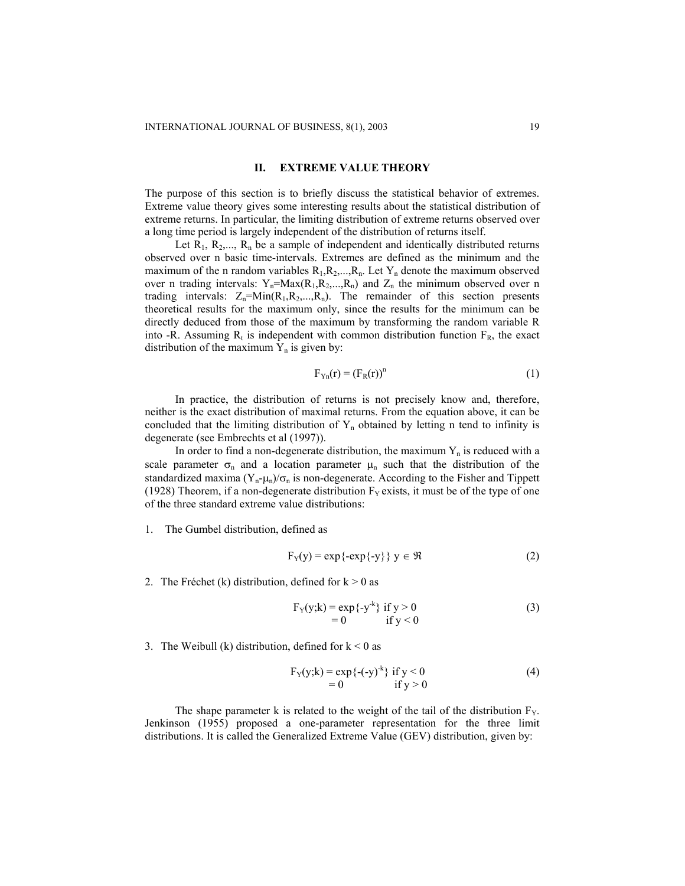## II. EXTREME VALUE THEORY

The purpose of this section is to briefly discuss the statistical behavior of extremes. Extreme value theory gives some interesting results about the statistical distribution of extreme returns. In particular, the limiting distribution of extreme returns observed over a long time period is largely independent of the distribution of returns itself.

Let $R_1, R_2, ..., R_n$ be a sample of independent and identically distributed returns observed over n basic time-intervals. Extremes are defined as the minimum and the maximum of the n random variables $R_1, R_2, ..., R_n$. Let $Y_n$ denote the maximum observed over n trading intervals: $Y_n = \text{Max}(R_1, R_2, ..., R_n)$ and $Z_n$ the minimum observed over n trading intervals: $Z_n = \text{Min}(R_1, R_2, ..., R_n)$. The remainder of this section presents theoretical results for the maximum only, since the results for the minimum can be directly deduced from those of the maximum by transforming the random variable R into -R. Assuming $R_t$ is independent with common distribution function $F_R$, the exact distribution of the maximum $Y_n$ is given by:

$$F_{Y_n}(r) = (F_R(r))^n \tag{1}$$

In practice, the distribution of returns is not precisely know and, therefore, neither is the exact distribution of maximal returns. From the equation above, it can be concluded that the limiting distribution of $Y_n$ obtained by letting n tend to infinity is degenerate (see Embrechts et al (1997)).

In order to find a non-degenerate distribution, the maximum $Y_n$ is reduced with a scale parameter $\sigma_n$ and a location parameter $\mu_n$ such that the distribution of the standardized maxima $(Y_n - \mu_n)/\sigma_n$ is non-degenerate. According to the Fisher and Tippett (1928) Theorem, if a non-degenerate distribution $F_Y$ exists, it must be of the type of one of the three standard extreme value distributions:

1. The Gumbel distribution, defined as

$$F_Y(y) = \exp\{-\exp\{-y\}\} \quad y \in \Re \tag{2}$$

2. The Fréchet (k) distribution, defined for $k > 0$ as

$$F_Y(y;k) = \begin{cases} \exp\{-y^{-k}\} & \text{if } y > 0 \\ = 0 & \text{if } y < 0 \end{cases} \tag{3}$$

3. The Weibull (k) distribution, defined for $k < 0$ as

$$F_Y(y;k) = \begin{cases} \exp\{-(-y)^{-k}\} & \text{if } y < 0 \\ = 0 & \text{if } y > 0 \end{cases} \tag{4}$$

The shape parameter k is related to the weight of the tail of the distribution $F_Y$. Jenkinson (1955) proposed a one-parameter representation for the three limit distributions. It is called the Generalized Extreme Value (GEV) distribution, given by: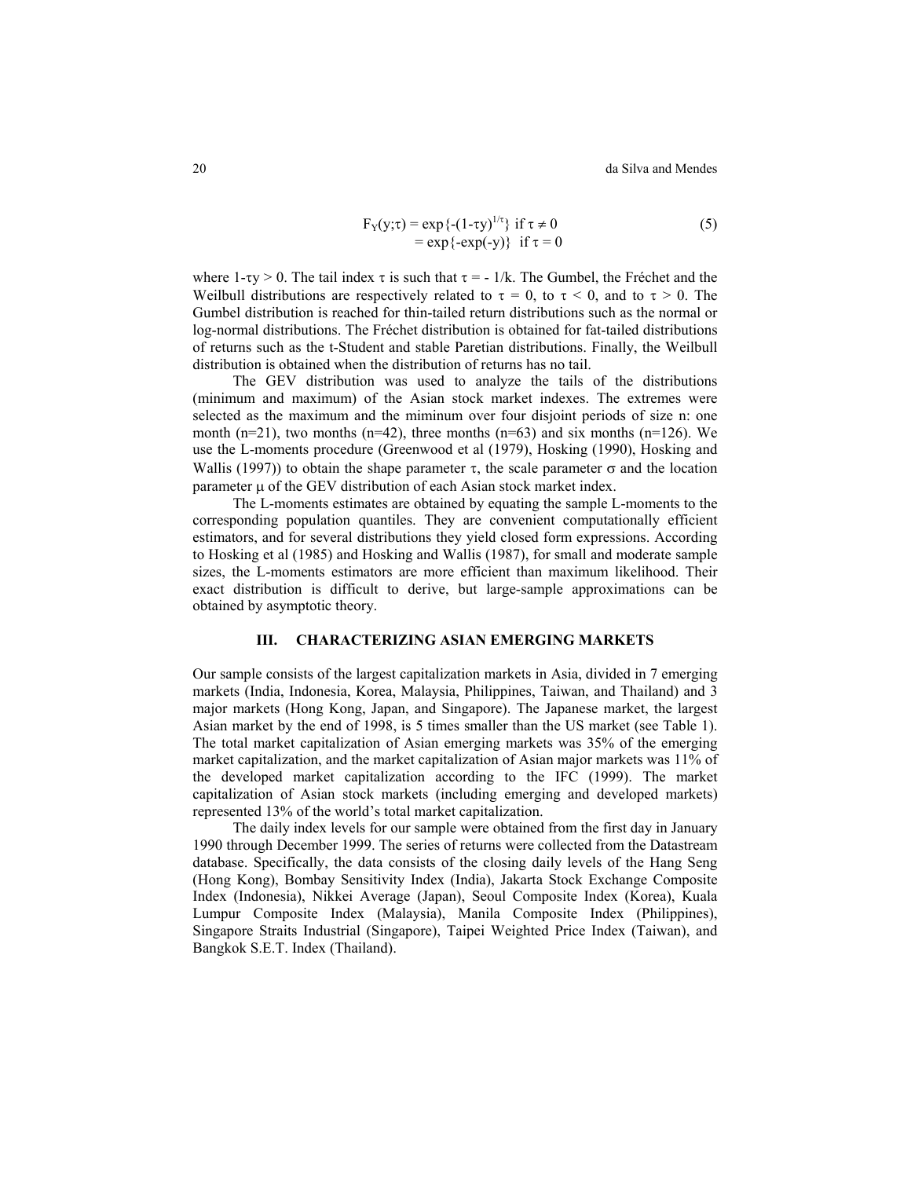$$F_Y(y;\tau) = \exp\{-(1-\tau y)^{1/\tau}\} \text{ if } \tau \neq 0 \qquad (5)$$
$$= \exp\{-\exp(-y)\} \text{ if } \tau = 0$$

where $1-\tau y > 0$. The tail index $\tau$ is such that $\tau = -1/k$. The Gumbel, the Fréchet and the Weilbull distributions are respectively related to $\tau = 0$, to $\tau < 0$, and to $\tau > 0$. The Gumbel distribution is reached for thin-tailed return distributions such as the normal or log-normal distributions. The Fréchet distribution is obtained for fat-tailed distributions of returns such as the t-Student and stable Paretian distributions. Finally, the Weilbull distribution is obtained when the distribution of returns has no tail.

The GEV distribution was used to analyze the tails of the distributions (minimum and maximum) of the Asian stock market indexes. The extremes were selected as the maximum and the miminum over four disjoint periods of size n: one month (n=21), two months (n=42), three months (n=63) and six months (n=126). We use the L-moments procedure (Greenwood et al (1979), Hosking (1990), Hosking and Wallis (1997)) to obtain the shape parameter $\tau$, the scale parameter $\sigma$ and the location parameter $\mu$ of the GEV distribution of each Asian stock market index.

The L-moments estimates are obtained by equating the sample L-moments to the corresponding population quantiles. They are convenient computationally efficient estimators, and for several distributions they yield closed form expressions. According to Hosking et al (1985) and Hosking and Wallis (1987), for small and moderate sample sizes, the L-moments estimators are more efficient than maximum likelihood. Their exact distribution is difficult to derive, but large-sample approximations can be obtained by asymptotic theory.

## III. CHARACTERIZING ASIAN EMERGING MARKETS

Our sample consists of the largest capitalization markets in Asia, divided in 7 emerging markets (India, Indonesia, Korea, Malaysia, Philippines, Taiwan, and Thailand) and 3 major markets (Hong Kong, Japan, and Singapore). The Japanese market, the largest Asian market by the end of 1998, is 5 times smaller than the US market (see Table 1). The total market capitalization of Asian emerging markets was 35% of the emerging market capitalization, and the market capitalization of Asian major markets was 11% of the developed market capitalization according to the IFC (1999). The market capitalization of Asian stock markets (including emerging and developed markets) represented 13% of the world's total market capitalization.

The daily index levels for our sample were obtained from the first day in January 1990 through December 1999. The series of returns were collected from the Datastream database. Specifically, the data consists of the closing daily levels of the Hang Seng (Hong Kong), Bombay Sensitivity Index (India), Jakarta Stock Exchange Composite Index (Indonesia), Nikkei Average (Japan), Seoul Composite Index (Korea), Kuala Lumpur Composite Index (Malaysia), Manila Composite Index (Philippines), Singapore Straits Industrial (Singapore), Taipei Weighted Price Index (Taiwan), and Bangkok S.E.T. Index (Thailand).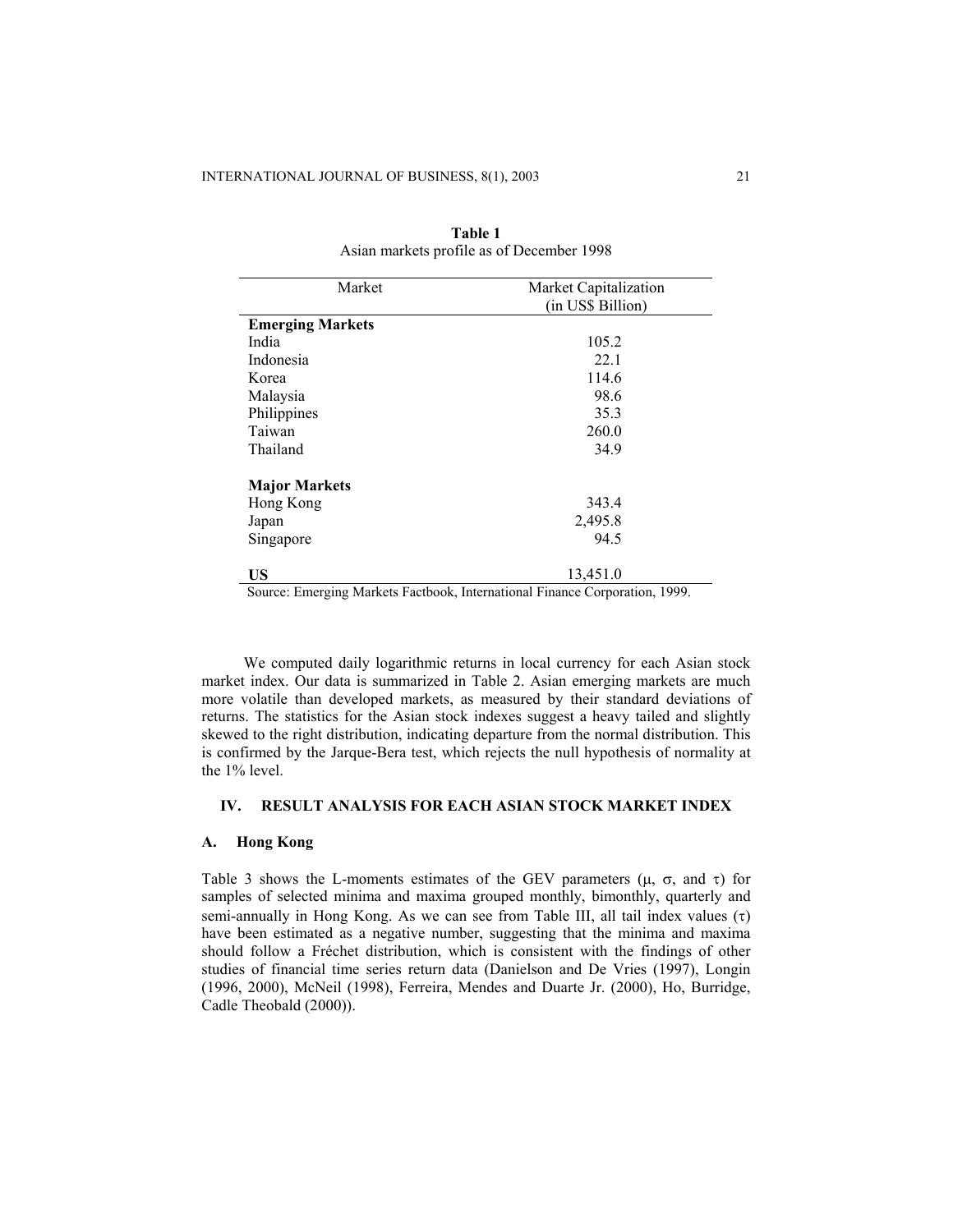**Table 1**
Asian markets profile as of December 1998

| Market | Market Capitalization (in US$ Billion) |
|---|---|
| **Emerging Markets** | |
| India | 105.2 |
| Indonesia | 22.1 |
| Korea | 114.6 |
| Malaysia | 98.6 |
| Philippines | 35.3 |
| Taiwan | 260.0 |
| Thailand | 34.9 |
| **Major Markets** | |
| Hong Kong | 343.4 |
| Japan | 2,495.8 |
| Singapore | 94.5 |
| **US** | 13,451.0 |

Source: Emerging Markets Factbook, International Finance Corporation, 1999.

We computed daily logarithmic returns in local currency for each Asian stock market index. Our data is summarized in Table 2. Asian emerging markets are much more volatile than developed markets, as measured by their standard deviations of returns. The statistics for the Asian stock indexes suggest a heavy tailed and slightly skewed to the right distribution, indicating departure from the normal distribution. This is confirmed by the Jarque-Bera test, which rejects the null hypothesis of normality at the 1% level.

## IV. RESULT ANALYSIS FOR EACH ASIAN STOCK MARKET INDEX

### A. Hong Kong

Table 3 shows the L-moments estimates of the GEV parameters ($\mu$, $\sigma$, and $\tau$) for samples of selected minima and maxima grouped monthly, bimonthly, quarterly and semi-annually in Hong Kong. As we can see from Table III, all tail index values ($\tau$) have been estimated as a negative number, suggesting that the minima and maxima should follow a Fréchet distribution, which is consistent with the findings of other studies of financial time series return data (Danielson and De Vries (1997), Longin (1996, 2000), McNeil (1998), Ferreira, Mendes and Duarte Jr. (2000), Ho, Burridge, Cadle Theobald (2000)).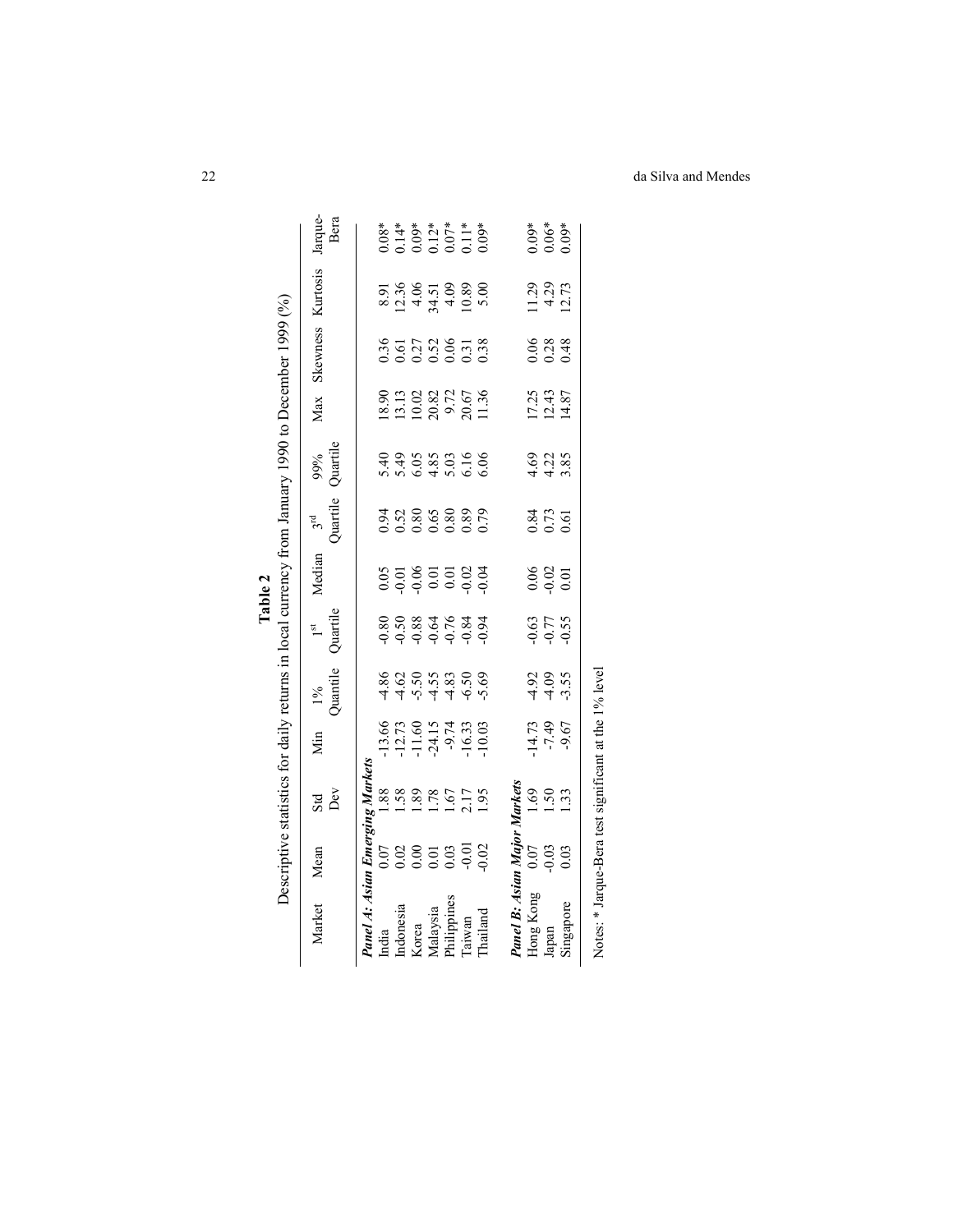**Table 2**

Descriptive statistics for daily returns in local currency from January 1990 to December 1999 (%)

| Market | Mean | Std Dev | Min | 1% Quantile | 1st Quartile | Median | 3rd Quartile | 99% Quartile | Max | Skewness | Kurtosis | Jarque-Bera |
|---|---|---|---|---|---|---|---|---|---|---|---|---|
| ***Panel A: Asian Emerging Markets*** | | | | | | | | | | | | |
| India | 0.07 | 1.88 | -13.66 | -4.86 | -0.80 | 0.05 | 0.94 | 5.40 | 18.90 | 0.36 | 8.91 | 0.08* |
| Indonesia | 0.02 | 1.58 | -12.73 | -4.62 | -0.50 | -0.01 | 0.52 | 5.49 | 13.13 | 0.61 | 12.36 | 0.14* |
| Korea | 0.00 | 1.89 | -11.60 | -5.50 | -0.88 | -0.06 | 0.80 | 6.05 | 10.02 | 0.27 | 4.06 | 0.09* |
| Malaysia | 0.01 | 1.78 | -24.15 | -4.55 | -0.64 | 0.01 | 0.65 | 4.85 | 20.82 | 0.52 | 34.51 | 0.12* |
| Philippines | 0.03 | 1.67 | -9.74 | -4.83 | -0.76 | 0.01 | 0.80 | 5.03 | 9.72 | 0.06 | 4.09 | 0.07* |
| Taiwan | -0.01 | 2.17 | -16.33 | -6.50 | -0.84 | -0.02 | 0.89 | 6.16 | 20.67 | 0.31 | 10.89 | 0.11* |
| Thailand | -0.02 | 1.95 | -10.03 | -5.69 | -0.94 | -0.04 | 0.79 | 6.06 | 11.36 | 0.38 | 5.00 | 0.09* |
| ***Panel B: Asian Major Markets*** | | | | | | | | | | | | |
| Hong Kong | 0.07 | 1.69 | -14.73 | -4.92 | -0.63 | 0.06 | 0.84 | 4.69 | 17.25 | 0.06 | 11.29 | 0.09* |
| Japan | -0.03 | 1.50 | -7.49 | -4.09 | -0.77 | -0.02 | 0.73 | 4.22 | 12.43 | 0.28 | 4.29 | 0.06* |
| Singapore | 0.03 | 1.33 | -9.67 | -3.55 | -0.55 | 0.01 | 0.61 | 3.85 | 14.87 | 0.48 | 12.73 | 0.09* |

Notes: * Jarque-Bera test significant at the 1% level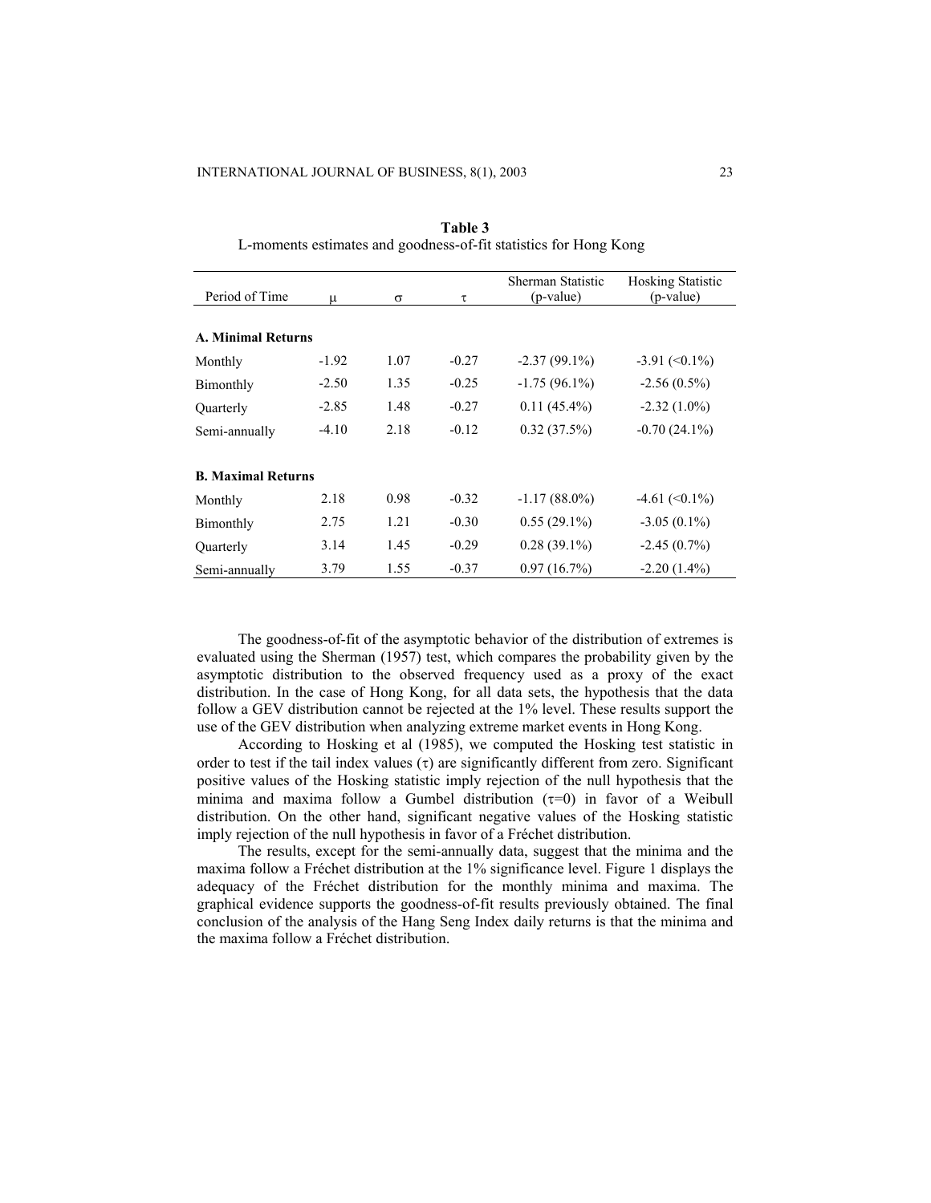**Table 3**
L-moments estimates and goodness-of-fit statistics for Hong Kong

| Period of Time | $\mu$ | $\sigma$ | $\tau$ | Sherman Statistic (p-value) | Hosking Statistic (p-value) |
|---|---|---|---|---|---|
| **A. Minimal Returns** | | | | | |
| Monthly | -1.92 | 1.07 | -0.27 | -2.37 (99.1%) | -3.91 (<0.1%) |
| Bimonthly | -2.50 | 1.35 | -0.25 | -1.75 (96.1%) | -2.56 (0.5%) |
| Quarterly | -2.85 | 1.48 | -0.27 | 0.11 (45.4%) | -2.32 (1.0%) |
| Semi-annually | -4.10 | 2.18 | -0.12 | 0.32 (37.5%) | -0.70 (24.1%) |
| **B. Maximal Returns** | | | | | |
| Monthly | 2.18 | 0.98 | -0.32 | -1.17 (88.0%) | -4.61 (<0.1%) |
| Bimonthly | 2.75 | 1.21 | -0.30 | 0.55 (29.1%) | -3.05 (0.1%) |
| Quarterly | 3.14 | 1.45 | -0.29 | 0.28 (39.1%) | -2.45 (0.7%) |
| Semi-annually | 3.79 | 1.55 | -0.37 | 0.97 (16.7%) | -2.20 (1.4%) |

The goodness-of-fit of the asymptotic behavior of the distribution of extremes is evaluated using the Sherman (1957) test, which compares the probability given by the asymptotic distribution to the observed frequency used as a proxy of the exact distribution. In the case of Hong Kong, for all data sets, the hypothesis that the data follow a GEV distribution cannot be rejected at the 1% level. These results support the use of the GEV distribution when analyzing extreme market events in Hong Kong.

According to Hosking et al (1985), we computed the Hosking test statistic in order to test if the tail index values ($\tau$) are significantly different from zero. Significant positive values of the Hosking statistic imply rejection of the null hypothesis that the minima and maxima follow a Gumbel distribution ($\tau$=0) in favor of a Weibull distribution. On the other hand, significant negative values of the Hosking statistic imply rejection of the null hypothesis in favor of a Fréchet distribution.

The results, except for the semi-annually data, suggest that the minima and the maxima follow a Fréchet distribution at the 1% significance level. Figure 1 displays the adequacy of the Fréchet distribution for the monthly minima and maxima. The graphical evidence supports the goodness-of-fit results previously obtained. The final conclusion of the analysis of the Hang Seng Index daily returns is that the minima and the maxima follow a Fréchet distribution.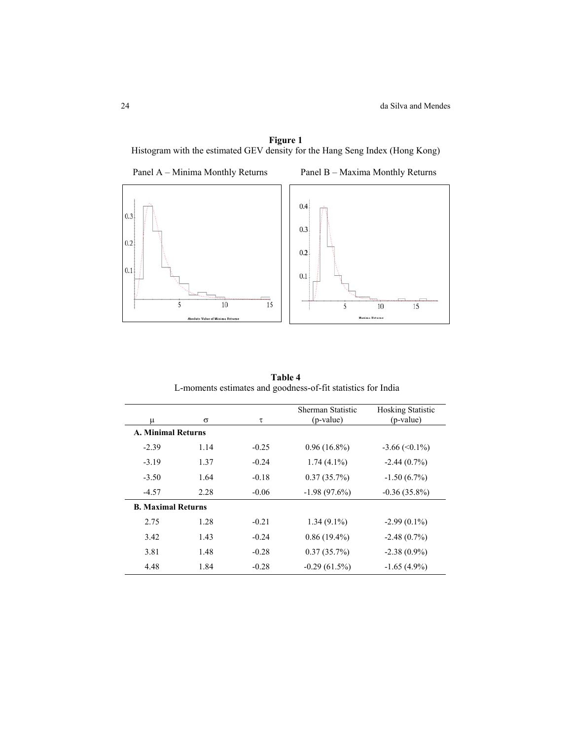**Figure 1**
Histogram with the estimated GEV density for the Hang Seng Index (Hong Kong)

Panel A – Minima Monthly Returns

Panel B – Maxima Monthly Returns

**Table 4**
L-moments estimates and goodness-of-fit statistics for India

| μ | σ | τ | Sherman Statistic (p-value) | Hosking Statistic (p-value) |
|---|---|---|---|---|
| **A. Minimal Returns** | | | | |
| -2.39 | 1.14 | -0.25 | 0.96 (16.8%) | -3.66 (<0.1%) |
| -3.19 | 1.37 | -0.24 | 1.74 (4.1%) | -2.44 (0.7%) |
| -3.50 | 1.64 | -0.18 | 0.37 (35.7%) | -1.50 (6.7%) |
| -4.57 | 2.28 | -0.06 | -1.98 (97.6%) | -0.36 (35.8%) |
| **B. Maximal Returns** | | | | |
| 2.75 | 1.28 | -0.21 | 1.34 (9.1%) | -2.99 (0.1%) |
| 3.42 | 1.43 | -0.24 | 0.86 (19.4%) | -2.48 (0.7%) |
| 3.81 | 1.48 | -0.28 | 0.37 (35.7%) | -2.38 (0.9%) |
| 4.48 | 1.84 | -0.28 | -0.29 (61.5%) | -1.65 (4.9%) |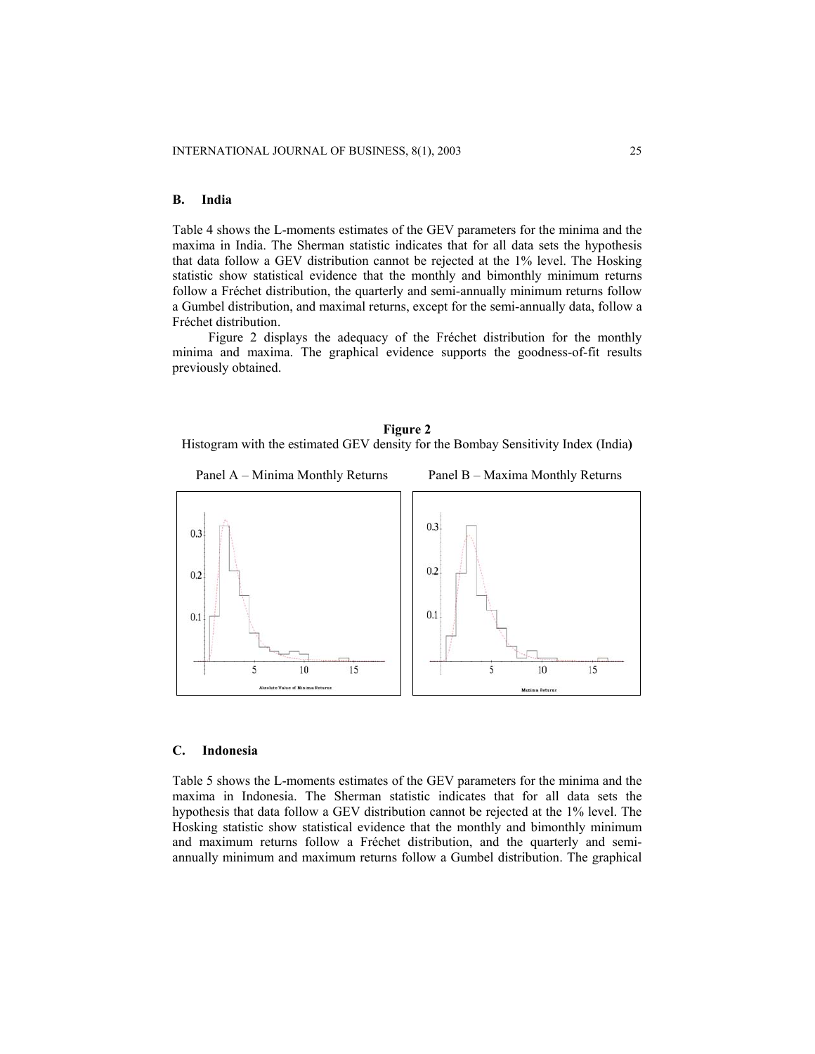### B. India

Table 4 shows the L-moments estimates of the GEV parameters for the minima and the maxima in India. The Sherman statistic indicates that for all data sets the hypothesis that data follow a GEV distribution cannot be rejected at the 1% level. The Hosking statistic show statistical evidence that the monthly and bimonthly minimum returns follow a Fréchet distribution, the quarterly and semi-annually minimum returns follow a Gumbel distribution, and maximal returns, except for the semi-annually data, follow a Fréchet distribution.

Figure 2 displays the adequacy of the Fréchet distribution for the monthly minima and maxima. The graphical evidence supports the goodness-of-fit results previously obtained.

**Figure 2**
Histogram with the estimated GEV density for the Bombay Sensitivity Index (India**)**

Panel A – Minima Monthly Returns    Panel B – Maxima Monthly Returns

### C. Indonesia

Table 5 shows the L-moments estimates of the GEV parameters for the minima and the maxima in Indonesia. The Sherman statistic indicates that for all data sets the hypothesis that data follow a GEV distribution cannot be rejected at the 1% level. The Hosking statistic show statistical evidence that the monthly and bimonthly minimum and maximum returns follow a Fréchet distribution, and the quarterly and semi-annually minimum and maximum returns follow a Gumbel distribution. The graphical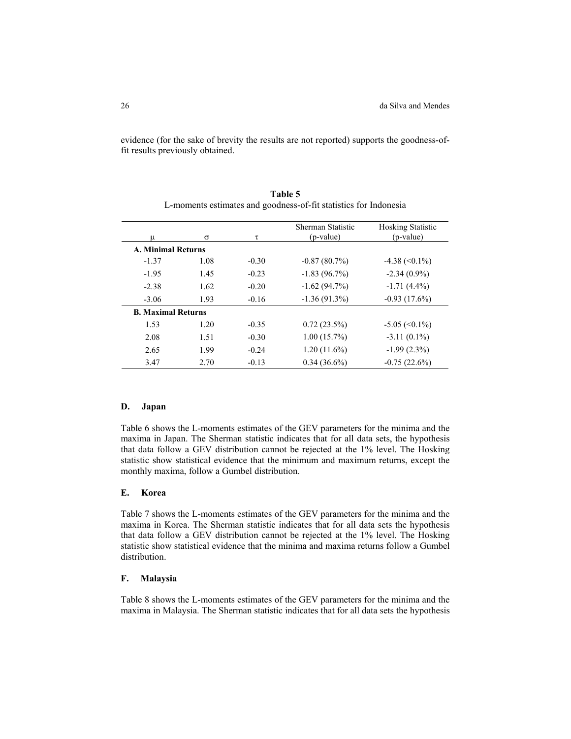evidence (for the sake of brevity the results are not reported) supports the goodness-of-fit results previously obtained.

**Table 5**
L-moments estimates and goodness-of-fit statistics for Indonesia

| $\mu$ | $\sigma$ | $\tau$ | Sherman Statistic (p-value) | Hosking Statistic (p-value) |
|---|---|---|---|---|
| **A. Minimal Returns** | | | | |
| -1.37 | 1.08 | -0.30 | -0.87 (80.7%) | -4.38 (<0.1%) |
| -1.95 | 1.45 | -0.23 | -1.83 (96.7%) | -2.34 (0.9%) |
| -2.38 | 1.62 | -0.20 | -1.62 (94.7%) | -1.71 (4.4%) |
| -3.06 | 1.93 | -0.16 | -1.36 (91.3%) | -0.93 (17.6%) |
| **B. Maximal Returns** | | | | |
| 1.53 | 1.20 | -0.35 | 0.72 (23.5%) | -5.05 (<0.1%) |
| 2.08 | 1.51 | -0.30 | 1.00 (15.7%) | -3.11 (0.1%) |
| 2.65 | 1.99 | -0.24 | 1.20 (11.6%) | -1.99 (2.3%) |
| 3.47 | 2.70 | -0.13 | 0.34 (36.6%) | -0.75 (22.6%) |

### D. Japan

Table 6 shows the L-moments estimates of the GEV parameters for the minima and the maxima in Japan. The Sherman statistic indicates that for all data sets, the hypothesis that data follow a GEV distribution cannot be rejected at the 1% level. The Hosking statistic show statistical evidence that the minimum and maximum returns, except the monthly maxima, follow a Gumbel distribution.

### E. Korea

Table 7 shows the L-moments estimates of the GEV parameters for the minima and the maxima in Korea. The Sherman statistic indicates that for all data sets the hypothesis that data follow a GEV distribution cannot be rejected at the 1% level. The Hosking statistic show statistical evidence that the minima and maxima returns follow a Gumbel distribution.

### F. Malaysia

Table 8 shows the L-moments estimates of the GEV parameters for the minima and the maxima in Malaysia. The Sherman statistic indicates that for all data sets the hypothesis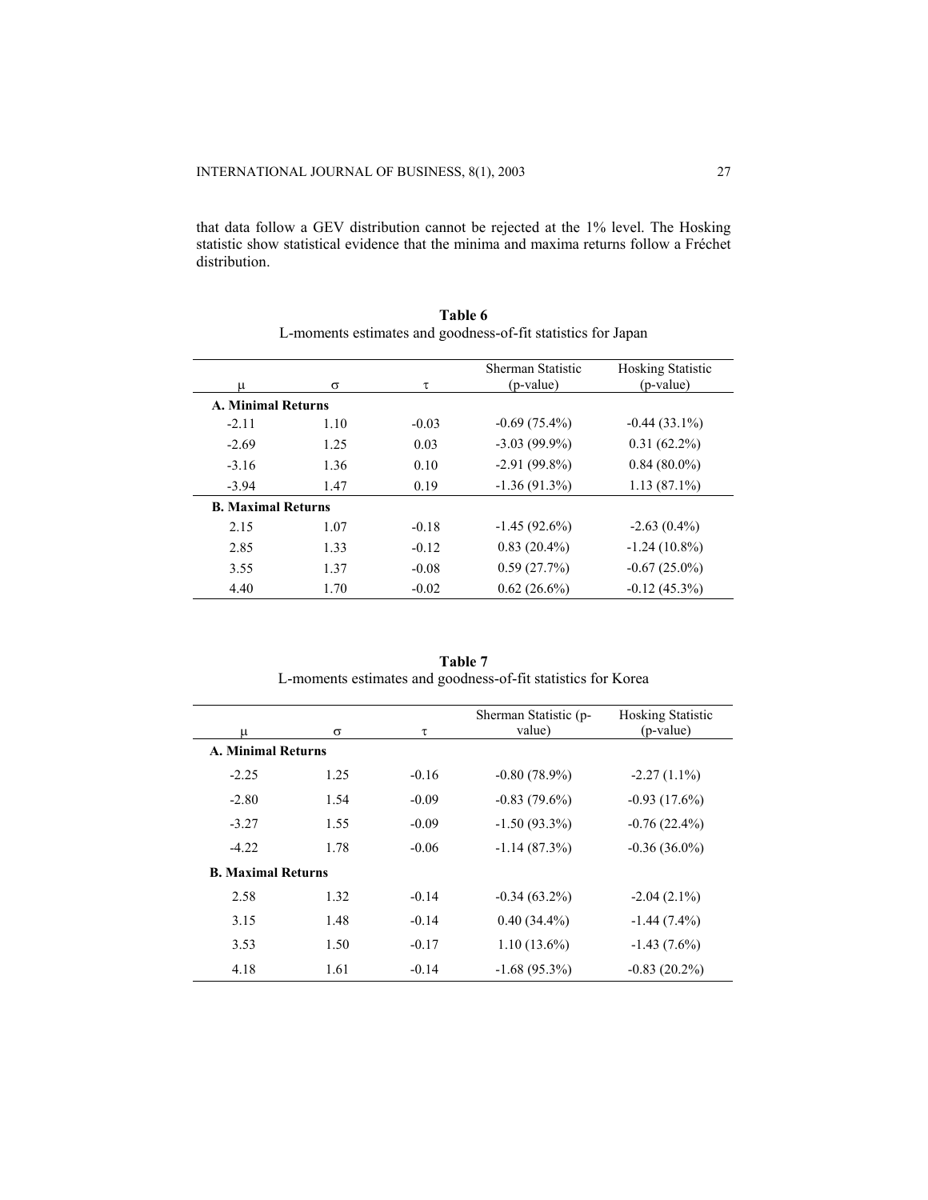that data follow a GEV distribution cannot be rejected at the 1% level. The Hosking statistic show statistical evidence that the minima and maxima returns follow a Fréchet distribution.

**Table 6**
L-moments estimates and goodness-of-fit statistics for Japan

| μ | σ | τ | Sherman Statistic (p-value) | Hosking Statistic (p-value) |
|---|---|---|---|---|
| **A. Minimal Returns** | | | | |
| -2.11 | 1.10 | -0.03 | -0.69 (75.4%) | -0.44 (33.1%) |
| -2.69 | 1.25 | 0.03 | -3.03 (99.9%) | 0.31 (62.2%) |
| -3.16 | 1.36 | 0.10 | -2.91 (99.8%) | 0.84 (80.0%) |
| -3.94 | 1.47 | 0.19 | -1.36 (91.3%) | 1.13 (87.1%) |
| **B. Maximal Returns** | | | | |
| 2.15 | 1.07 | -0.18 | -1.45 (92.6%) | -2.63 (0.4%) |
| 2.85 | 1.33 | -0.12 | 0.83 (20.4%) | -1.24 (10.8%) |
| 3.55 | 1.37 | -0.08 | 0.59 (27.7%) | -0.67 (25.0%) |
| 4.40 | 1.70 | -0.02 | 0.62 (26.6%) | -0.12 (45.3%) |

**Table 7**
L-moments estimates and goodness-of-fit statistics for Korea

| μ | σ | τ | Sherman Statistic (p-value) | Hosking Statistic (p-value) |
|---|---|---|---|---|
| **A. Minimal Returns** | | | | |
| -2.25 | 1.25 | -0.16 | -0.80 (78.9%) | -2.27 (1.1%) |
| -2.80 | 1.54 | -0.09 | -0.83 (79.6%) | -0.93 (17.6%) |
| -3.27 | 1.55 | -0.09 | -1.50 (93.3%) | -0.76 (22.4%) |
| -4.22 | 1.78 | -0.06 | -1.14 (87.3%) | -0.36 (36.0%) |
| **B. Maximal Returns** | | | | |
| 2.58 | 1.32 | -0.14 | -0.34 (63.2%) | -2.04 (2.1%) |
| 3.15 | 1.48 | -0.14 | 0.40 (34.4%) | -1.44 (7.4%) |
| 3.53 | 1.50 | -0.17 | 1.10 (13.6%) | -1.43 (7.6%) |
| 4.18 | 1.61 | -0.14 | -1.68 (95.3%) | -0.83 (20.2%) |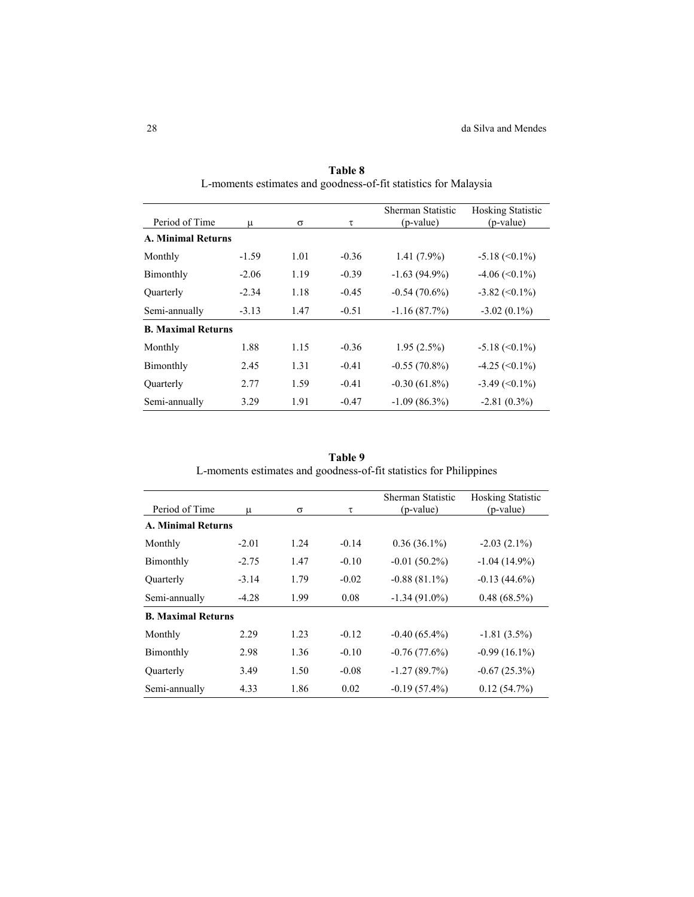**Table 8**
L-moments estimates and goodness-of-fit statistics for Malaysia

| Period of Time | $\mu$ | $\sigma$ | $\tau$ | Sherman Statistic (p-value) | Hosking Statistic (p-value) |
|---|---|---|---|---|---|
| **A. Minimal Returns** | | | | | |
| Monthly | -1.59 | 1.01 | -0.36 | 1.41 (7.9%) | -5.18 (<0.1%) |
| Bimonthly | -2.06 | 1.19 | -0.39 | -1.63 (94.9%) | -4.06 (<0.1%) |
| Quarterly | -2.34 | 1.18 | -0.45 | -0.54 (70.6%) | -3.82 (<0.1%) |
| Semi-annually | -3.13 | 1.47 | -0.51 | -1.16 (87.7%) | -3.02 (0.1%) |
| **B. Maximal Returns** | | | | | |
| Monthly | 1.88 | 1.15 | -0.36 | 1.95 (2.5%) | -5.18 (<0.1%) |
| Bimonthly | 2.45 | 1.31 | -0.41 | -0.55 (70.8%) | -4.25 (<0.1%) |
| Quarterly | 2.77 | 1.59 | -0.41 | -0.30 (61.8%) | -3.49 (<0.1%) |
| Semi-annually | 3.29 | 1.91 | -0.47 | -1.09 (86.3%) | -2.81 (0.3%) |

**Table 9**
L-moments estimates and goodness-of-fit statistics for Philippines

| Period of Time | $\mu$ | $\sigma$ | $\tau$ | Sherman Statistic (p-value) | Hosking Statistic (p-value) |
|---|---|---|---|---|---|
| **A. Minimal Returns** | | | | | |
| Monthly | -2.01 | 1.24 | -0.14 | 0.36 (36.1%) | -2.03 (2.1%) |
| Bimonthly | -2.75 | 1.47 | -0.10 | -0.01 (50.2%) | -1.04 (14.9%) |
| Quarterly | -3.14 | 1.79 | -0.02 | -0.88 (81.1%) | -0.13 (44.6%) |
| Semi-annually | -4.28 | 1.99 | 0.08 | -1.34 (91.0%) | 0.48 (68.5%) |
| **B. Maximal Returns** | | | | | |
| Monthly | 2.29 | 1.23 | -0.12 | -0.40 (65.4%) | -1.81 (3.5%) |
| Bimonthly | 2.98 | 1.36 | -0.10 | -0.76 (77.6%) | -0.99 (16.1%) |
| Quarterly | 3.49 | 1.50 | -0.08 | -1.27 (89.7%) | -0.67 (25.3%) |
| Semi-annually | 4.33 | 1.86 | 0.02 | -0.19 (57.4%) | 0.12 (54.7%) |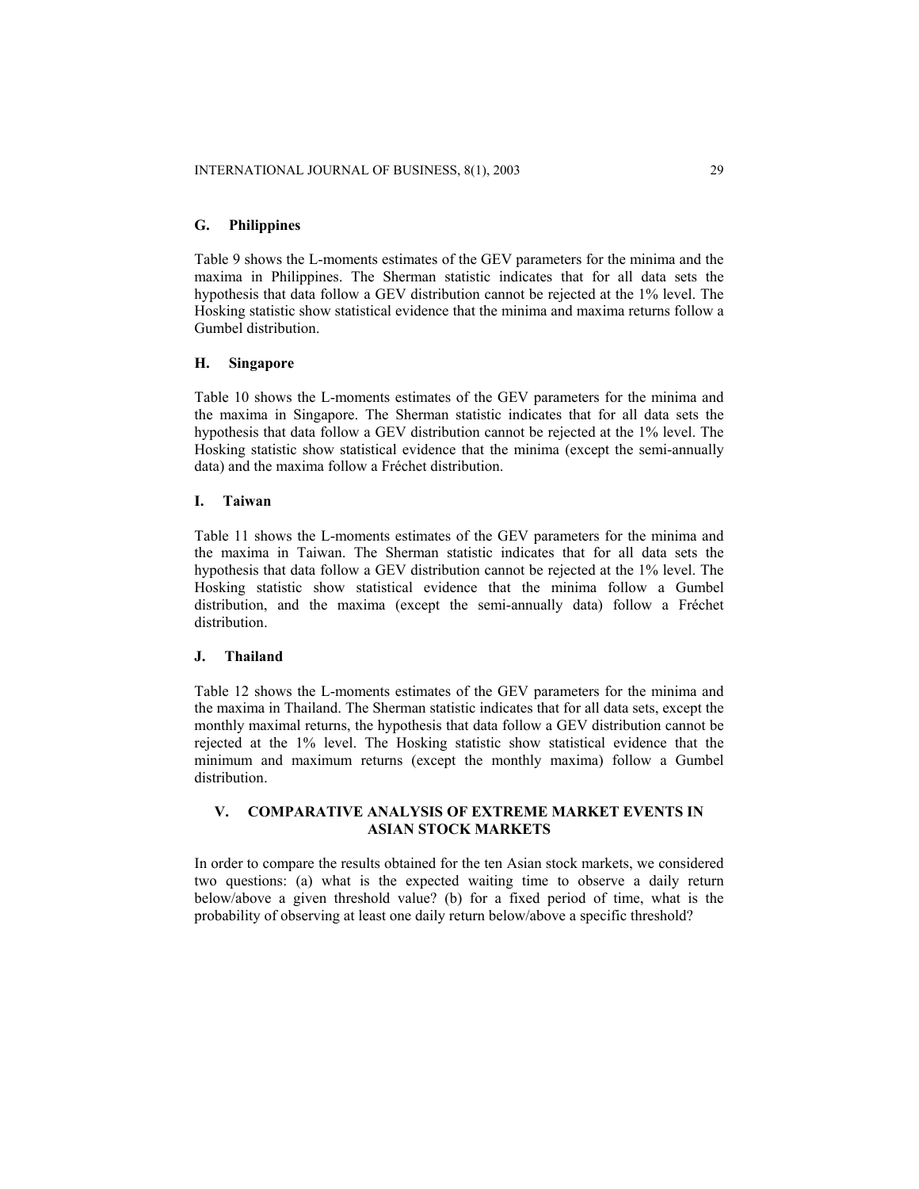### G. Philippines

Table 9 shows the L-moments estimates of the GEV parameters for the minima and the maxima in Philippines. The Sherman statistic indicates that for all data sets the hypothesis that data follow a GEV distribution cannot be rejected at the 1% level. The Hosking statistic show statistical evidence that the minima and maxima returns follow a Gumbel distribution.

### H. Singapore

Table 10 shows the L-moments estimates of the GEV parameters for the minima and the maxima in Singapore. The Sherman statistic indicates that for all data sets the hypothesis that data follow a GEV distribution cannot be rejected at the 1% level. The Hosking statistic show statistical evidence that the minima (except the semi-annually data) and the maxima follow a Fréchet distribution.

### I. Taiwan

Table 11 shows the L-moments estimates of the GEV parameters for the minima and the maxima in Taiwan. The Sherman statistic indicates that for all data sets the hypothesis that data follow a GEV distribution cannot be rejected at the 1% level. The Hosking statistic show statistical evidence that the minima follow a Gumbel distribution, and the maxima (except the semi-annually data) follow a Fréchet distribution.

### J. Thailand

Table 12 shows the L-moments estimates of the GEV parameters for the minima and the maxima in Thailand. The Sherman statistic indicates that for all data sets, except the monthly maximal returns, the hypothesis that data follow a GEV distribution cannot be rejected at the 1% level. The Hosking statistic show statistical evidence that the minimum and maximum returns (except the monthly maxima) follow a Gumbel distribution.

## V. COMPARATIVE ANALYSIS OF EXTREME MARKET EVENTS IN ASIAN STOCK MARKETS

In order to compare the results obtained for the ten Asian stock markets, we considered two questions: (a) what is the expected waiting time to observe a daily return below/above a given threshold value? (b) for a fixed period of time, what is the probability of observing at least one daily return below/above a specific threshold?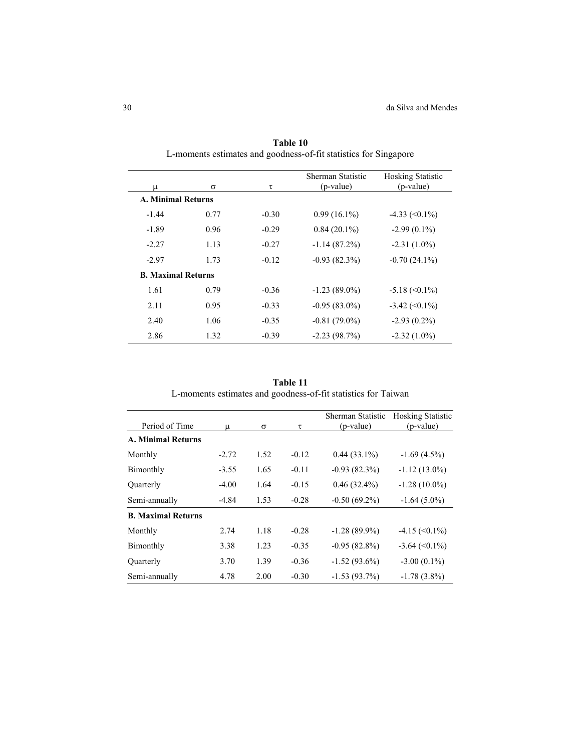**Table 10**
L-moments estimates and goodness-of-fit statistics for Singapore

| $\mu$ | $\sigma$ | $\tau$ | Sherman Statistic (p-value) | Hosking Statistic (p-value) |
|---|---|---|---|---|
| **A. Minimal Returns** | | | | |
| -1.44 | 0.77 | -0.30 | 0.99 (16.1%) | -4.33 (<0.1%) |
| -1.89 | 0.96 | -0.29 | 0.84 (20.1%) | -2.99 (0.1%) |
| -2.27 | 1.13 | -0.27 | -1.14 (87.2%) | -2.31 (1.0%) |
| -2.97 | 1.73 | -0.12 | -0.93 (82.3%) | -0.70 (24.1%) |
| **B. Maximal Returns** | | | | |
| 1.61 | 0.79 | -0.36 | -1.23 (89.0%) | -5.18 (<0.1%) |
| 2.11 | 0.95 | -0.33 | -0.95 (83.0%) | -3.42 (<0.1%) |
| 2.40 | 1.06 | -0.35 | -0.81 (79.0%) | -2.93 (0.2%) |
| 2.86 | 1.32 | -0.39 | -2.23 (98.7%) | -2.32 (1.0%) |

**Table 11**
L-moments estimates and goodness-of-fit statistics for Taiwan

| Period of Time | $\mu$ | $\sigma$ | $\tau$ | Sherman Statistic (p-value) | Hosking Statistic (p-value) |
|---|---|---|---|---|---|
| **A. Minimal Returns** | | | | | |
| Monthly | -2.72 | 1.52 | -0.12 | 0.44 (33.1%) | -1.69 (4.5%) |
| Bimonthly | -3.55 | 1.65 | -0.11 | -0.93 (82.3%) | -1.12 (13.0%) |
| Quarterly | -4.00 | 1.64 | -0.15 | 0.46 (32.4%) | -1.28 (10.0%) |
| Semi-annually | -4.84 | 1.53 | -0.28 | -0.50 (69.2%) | -1.64 (5.0%) |
| **B. Maximal Returns** | | | | | |
| Monthly | 2.74 | 1.18 | -0.28 | -1.28 (89.9%) | -4.15 (<0.1%) |
| Bimonthly | 3.38 | 1.23 | -0.35 | -0.95 (82.8%) | -3.64 (<0.1%) |
| Quarterly | 3.70 | 1.39 | -0.36 | -1.52 (93.6%) | -3.00 (0.1%) |
| Semi-annually | 4.78 | 2.00 | -0.30 | -1.53 (93.7%) | -1.78 (3.8%) |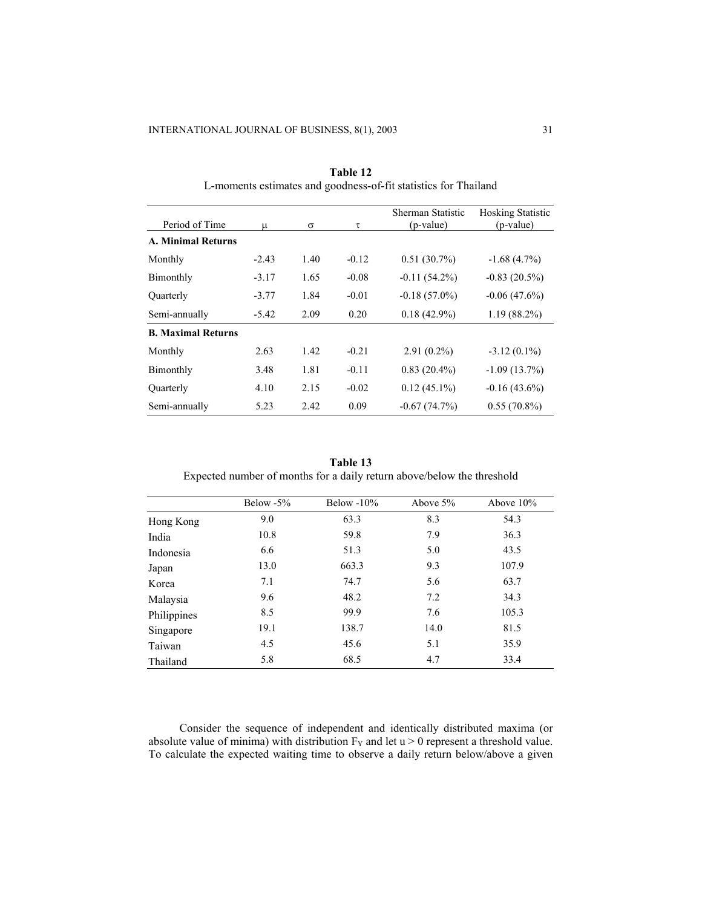**Table 12**
L-moments estimates and goodness-of-fit statistics for Thailand

| Period of Time | μ | σ | τ | Sherman Statistic (p-value) | Hosking Statistic (p-value) |
|---|---|---|---|---|---|
| **A. Minimal Returns** | | | | | |
| Monthly | -2.43 | 1.40 | -0.12 | 0.51 (30.7%) | -1.68 (4.7%) |
| Bimonthly | -3.17 | 1.65 | -0.08 | -0.11 (54.2%) | -0.83 (20.5%) |
| Quarterly | -3.77 | 1.84 | -0.01 | -0.18 (57.0%) | -0.06 (47.6%) |
| Semi-annually | -5.42 | 2.09 | 0.20 | 0.18 (42.9%) | 1.19 (88.2%) |
| **B. Maximal Returns** | | | | | |
| Monthly | 2.63 | 1.42 | -0.21 | 2.91 (0.2%) | -3.12 (0.1%) |
| Bimonthly | 3.48 | 1.81 | -0.11 | 0.83 (20.4%) | -1.09 (13.7%) |
| Quarterly | 4.10 | 2.15 | -0.02 | 0.12 (45.1%) | -0.16 (43.6%) |
| Semi-annually | 5.23 | 2.42 | 0.09 | -0.67 (74.7%) | 0.55 (70.8%) |

**Table 13**
Expected number of months for a daily return above/below the threshold

| | Below -5% | Below -10% | Above 5% | Above 10% |
|---|---|---|---|---|
| Hong Kong | 9.0 | 63.3 | 8.3 | 54.3 |
| India | 10.8 | 59.8 | 7.9 | 36.3 |
| Indonesia | 6.6 | 51.3 | 5.0 | 43.5 |
| Japan | 13.0 | 663.3 | 9.3 | 107.9 |
| Korea | 7.1 | 74.7 | 5.6 | 63.7 |
| Malaysia | 9.6 | 48.2 | 7.2 | 34.3 |
| Philippines | 8.5 | 99.9 | 7.6 | 105.3 |
| Singapore | 19.1 | 138.7 | 14.0 | 81.5 |
| Taiwan | 4.5 | 45.6 | 5.1 | 35.9 |
| Thailand | 5.8 | 68.5 | 4.7 | 33.4 |

Consider the sequence of independent and identically distributed maxima (or absolute value of minima) with distribution $F_Y$ and let $u > 0$ represent a threshold value. To calculate the expected waiting time to observe a daily return below/above a given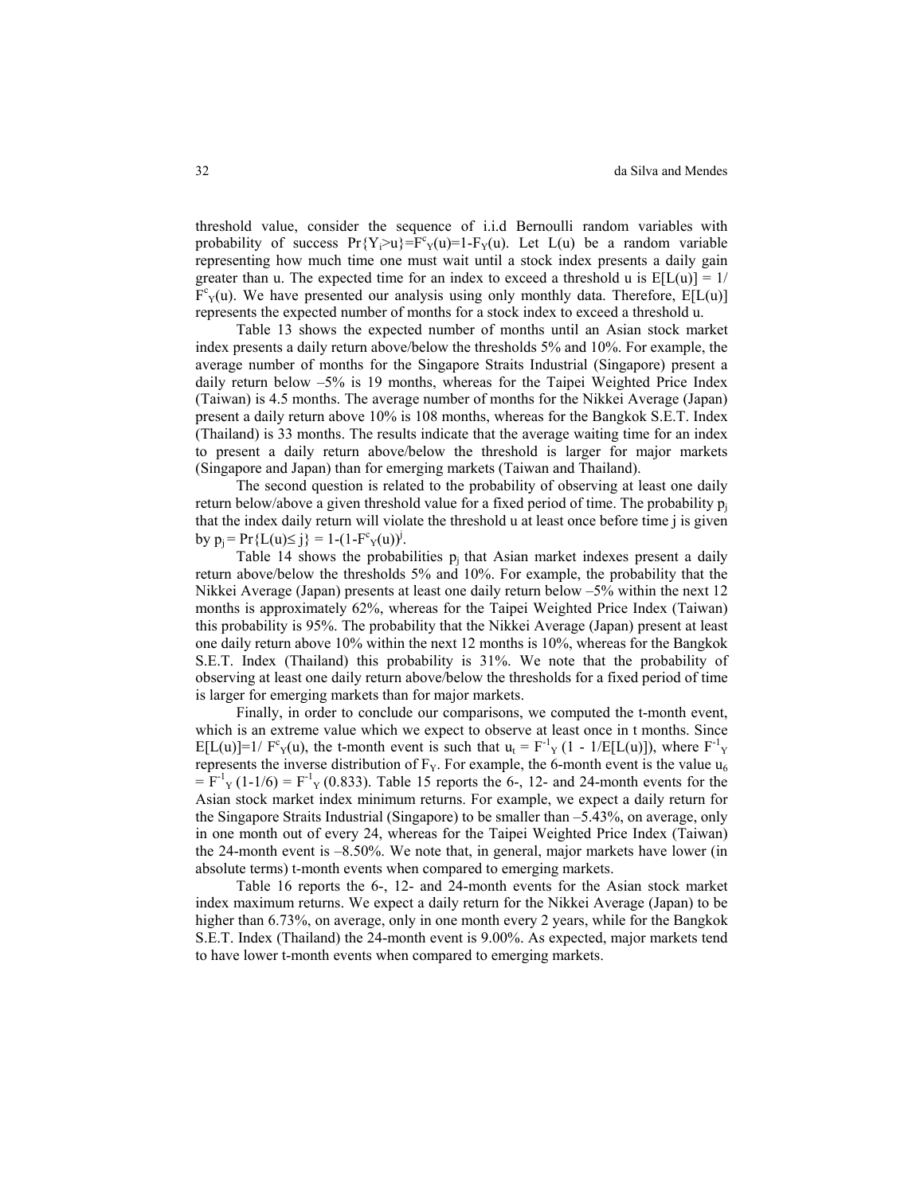threshold value, consider the sequence of i.i.d Bernoulli random variables with probability of success $\Pr\{Y_i>u\}=F^c_Y(u)=1-F_Y(u)$. Let $L(u)$ be a random variable representing how much time one must wait until a stock index presents a daily gain greater than u. The expected time for an index to exceed a threshold u is $E[L(u)] = 1/F^c_Y(u)$. We have presented our analysis using only monthly data. Therefore, $E[L(u)]$ represents the expected number of months for a stock index to exceed a threshold u.

Table 13 shows the expected number of months until an Asian stock market index presents a daily return above/below the thresholds 5% and 10%. For example, the average number of months for the Singapore Straits Industrial (Singapore) present a daily return below –5% is 19 months, whereas for the Taipei Weighted Price Index (Taiwan) is 4.5 months. The average number of months for the Nikkei Average (Japan) present a daily return above 10% is 108 months, whereas for the Bangkok S.E.T. Index (Thailand) is 33 months. The results indicate that the average waiting time for an index to present a daily return above/below the threshold is larger for major markets (Singapore and Japan) than for emerging markets (Taiwan and Thailand).

The second question is related to the probability of observing at least one daily return below/above a given threshold value for a fixed period of time. The probability $p_j$ that the index daily return will violate the threshold u at least once before time j is given by $p_j = \Pr\{L(u)\leq j\} = 1-(1-F^c_Y(u))^j$.

Table 14 shows the probabilities $p_j$ that Asian market indexes present a daily return above/below the thresholds 5% and 10%. For example, the probability that the Nikkei Average (Japan) presents at least one daily return below –5% within the next 12 months is approximately 62%, whereas for the Taipei Weighted Price Index (Taiwan) this probability is 95%. The probability that the Nikkei Average (Japan) present at least one daily return above 10% within the next 12 months is 10%, whereas for the Bangkok S.E.T. Index (Thailand) this probability is 31%. We note that the probability of observing at least one daily return above/below the thresholds for a fixed period of time is larger for emerging markets than for major markets.

Finally, in order to conclude our comparisons, we computed the t-month event, which is an extreme value which we expect to observe at least once in t months. Since $E[L(u)]=1/F^c_Y(u)$, the t-month event is such that $u_t = F^{-1}_Y(1 - 1/E[L(u)])$, where $F^{-1}_Y$ represents the inverse distribution of $F_Y$. For example, the 6-month event is the value $u_6 = F^{-1}_Y(1\text{-}1/6) = F^{-1}_Y(0.833)$. Table 15 reports the 6-, 12- and 24-month events for the Asian stock market index minimum returns. For example, we expect a daily return for the Singapore Straits Industrial (Singapore) to be smaller than –5.43%, on average, only in one month out of every 24, whereas for the Taipei Weighted Price Index (Taiwan) the 24-month event is –8.50%. We note that, in general, major markets have lower (in absolute terms) t-month events when compared to emerging markets.

Table 16 reports the 6-, 12- and 24-month events for the Asian stock market index maximum returns. We expect a daily return for the Nikkei Average (Japan) to be higher than 6.73%, on average, only in one month every 2 years, while for the Bangkok S.E.T. Index (Thailand) the 24-month event is 9.00%. As expected, major markets tend to have lower t-month events when compared to emerging markets.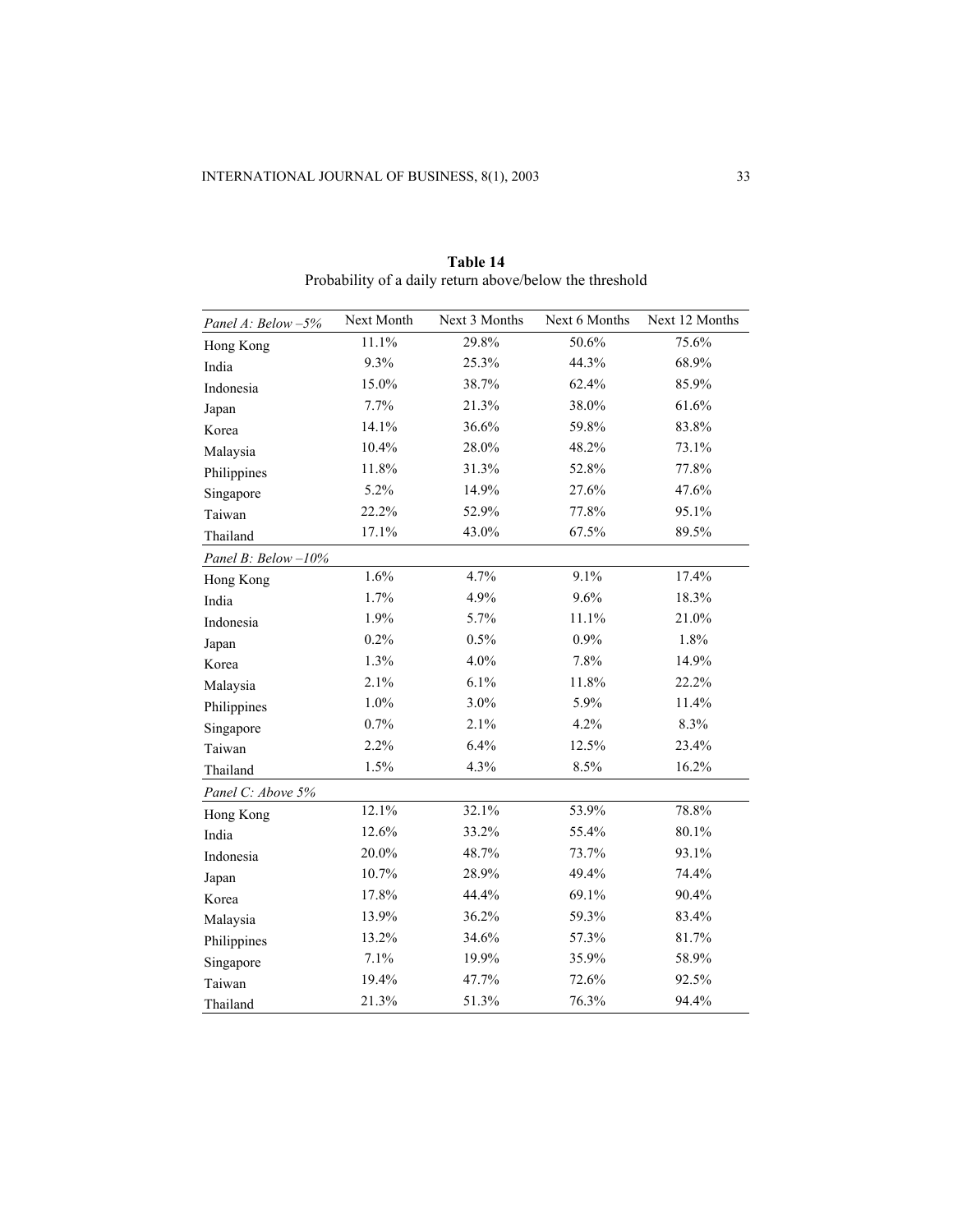**Table 14**
Probability of a daily return above/below the threshold

| *Panel A: Below –5%* | Next Month | Next 3 Months | Next 6 Months | Next 12 Months |
|---|---|---|---|---|
| Hong Kong | 11.1% | 29.8% | 50.6% | 75.6% |
| India | 9.3% | 25.3% | 44.3% | 68.9% |
| Indonesia | 15.0% | 38.7% | 62.4% | 85.9% |
| Japan | 7.7% | 21.3% | 38.0% | 61.6% |
| Korea | 14.1% | 36.6% | 59.8% | 83.8% |
| Malaysia | 10.4% | 28.0% | 48.2% | 73.1% |
| Philippines | 11.8% | 31.3% | 52.8% | 77.8% |
| Singapore | 5.2% | 14.9% | 27.6% | 47.6% |
| Taiwan | 22.2% | 52.9% | 77.8% | 95.1% |
| Thailand | 17.1% | 43.0% | 67.5% | 89.5% |
| *Panel B: Below –10%* | | | | |
| Hong Kong | 1.6% | 4.7% | 9.1% | 17.4% |
| India | 1.7% | 4.9% | 9.6% | 18.3% |
| Indonesia | 1.9% | 5.7% | 11.1% | 21.0% |
| Japan | 0.2% | 0.5% | 0.9% | 1.8% |
| Korea | 1.3% | 4.0% | 7.8% | 14.9% |
| Malaysia | 2.1% | 6.1% | 11.8% | 22.2% |
| Philippines | 1.0% | 3.0% | 5.9% | 11.4% |
| Singapore | 0.7% | 2.1% | 4.2% | 8.3% |
| Taiwan | 2.2% | 6.4% | 12.5% | 23.4% |
| Thailand | 1.5% | 4.3% | 8.5% | 16.2% |
| *Panel C: Above 5%* | | | | |
| Hong Kong | 12.1% | 32.1% | 53.9% | 78.8% |
| India | 12.6% | 33.2% | 55.4% | 80.1% |
| Indonesia | 20.0% | 48.7% | 73.7% | 93.1% |
| Japan | 10.7% | 28.9% | 49.4% | 74.4% |
| Korea | 17.8% | 44.4% | 69.1% | 90.4% |
| Malaysia | 13.9% | 36.2% | 59.3% | 83.4% |
| Philippines | 13.2% | 34.6% | 57.3% | 81.7% |
| Singapore | 7.1% | 19.9% | 35.9% | 58.9% |
| Taiwan | 19.4% | 47.7% | 72.6% | 92.5% |
| Thailand | 21.3% | 51.3% | 76.3% | 94.4% |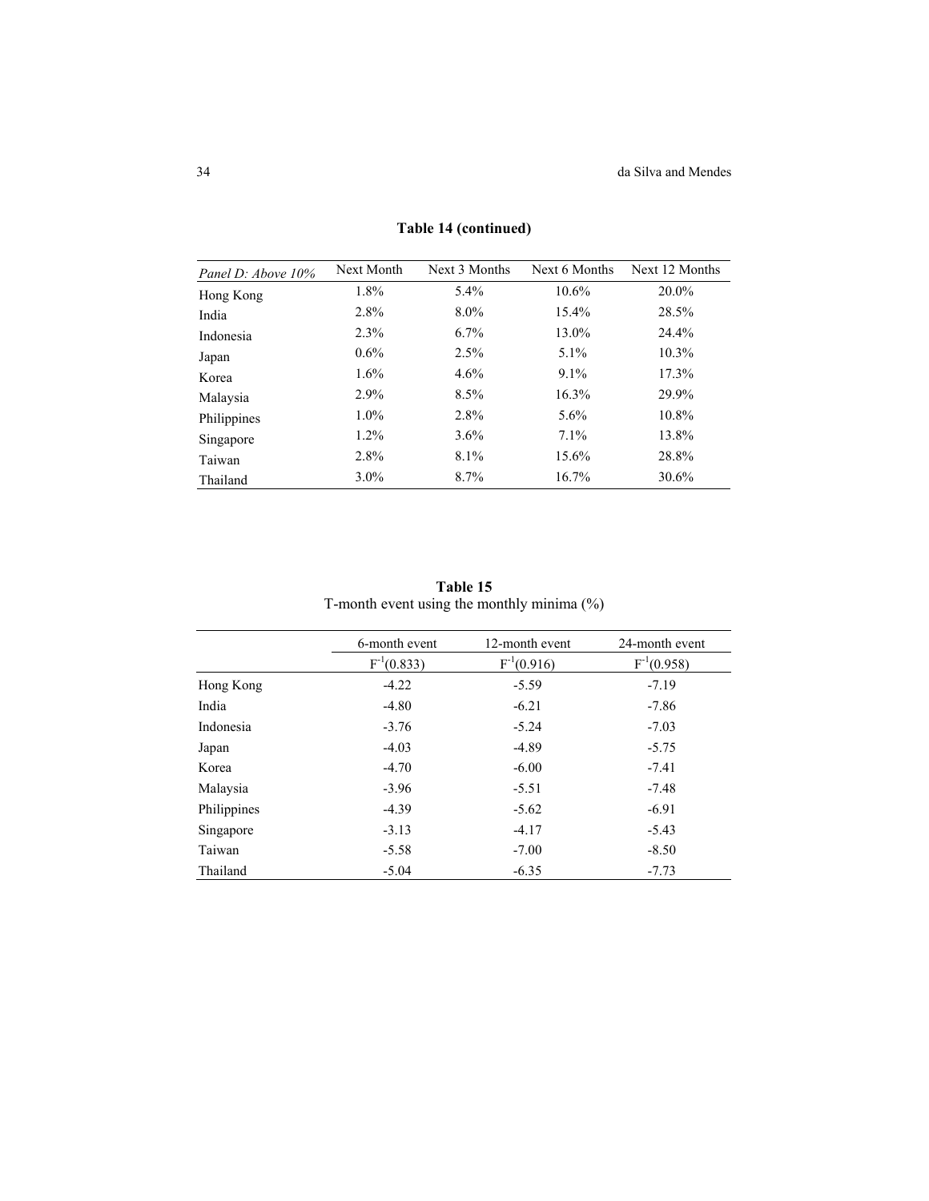**Table 14 (continued)**

| *Panel D: Above 10%* | Next Month | Next 3 Months | Next 6 Months | Next 12 Months |
|---|---|---|---|---|
| Hong Kong | 1.8% | 5.4% | 10.6% | 20.0% |
| India | 2.8% | 8.0% | 15.4% | 28.5% |
| Indonesia | 2.3% | 6.7% | 13.0% | 24.4% |
| Japan | 0.6% | 2.5% | 5.1% | 10.3% |
| Korea | 1.6% | 4.6% | 9.1% | 17.3% |
| Malaysia | 2.9% | 8.5% | 16.3% | 29.9% |
| Philippines | 1.0% | 2.8% | 5.6% | 10.8% |
| Singapore | 1.2% | 3.6% | 7.1% | 13.8% |
| Taiwan | 2.8% | 8.1% | 15.6% | 28.8% |
| Thailand | 3.0% | 8.7% | 16.7% | 30.6% |

**Table 15**
T-month event using the monthly minima (%)

| | 6-month event | 12-month event | 24-month event |
|---|---|---|---|
| | $F^{-1}(0.833)$ | $F^{-1}(0.916)$ | $F^{-1}(0.958)$ |
| Hong Kong | -4.22 | -5.59 | -7.19 |
| India | -4.80 | -6.21 | -7.86 |
| Indonesia | -3.76 | -5.24 | -7.03 |
| Japan | -4.03 | -4.89 | -5.75 |
| Korea | -4.70 | -6.00 | -7.41 |
| Malaysia | -3.96 | -5.51 | -7.48 |
| Philippines | -4.39 | -5.62 | -6.91 |
| Singapore | -3.13 | -4.17 | -5.43 |
| Taiwan | -5.58 | -7.00 | -8.50 |
| Thailand | -5.04 | -6.35 | -7.73 |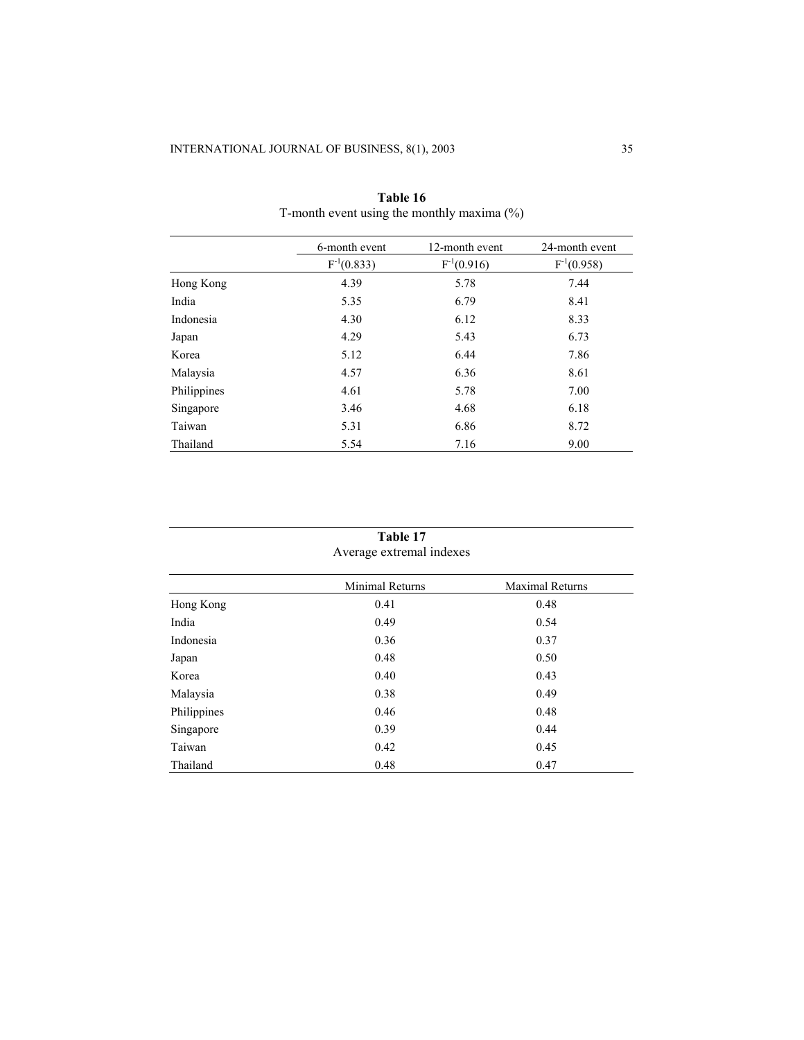**Table 16**
T-month event using the monthly maxima (%)

| | 6-month event | 12-month event | 24-month event |
|---|---|---|---|
| | $F^{-1}(0.833)$ | $F^{-1}(0.916)$ | $F^{-1}(0.958)$ |
| Hong Kong | 4.39 | 5.78 | 7.44 |
| India | 5.35 | 6.79 | 8.41 |
| Indonesia | 4.30 | 6.12 | 8.33 |
| Japan | 4.29 | 5.43 | 6.73 |
| Korea | 5.12 | 6.44 | 7.86 |
| Malaysia | 4.57 | 6.36 | 8.61 |
| Philippines | 4.61 | 5.78 | 7.00 |
| Singapore | 3.46 | 4.68 | 6.18 |
| Taiwan | 5.31 | 6.86 | 8.72 |
| Thailand | 5.54 | 7.16 | 9.00 |

**Table 17**
Average extremal indexes

| | Minimal Returns | Maximal Returns |
|---|---|---|
| Hong Kong | 0.41 | 0.48 |
| India | 0.49 | 0.54 |
| Indonesia | 0.36 | 0.37 |
| Japan | 0.48 | 0.50 |
| Korea | 0.40 | 0.43 |
| Malaysia | 0.38 | 0.49 |
| Philippines | 0.46 | 0.48 |
| Singapore | 0.39 | 0.44 |
| Taiwan | 0.42 | 0.45 |
| Thailand | 0.48 | 0.47 |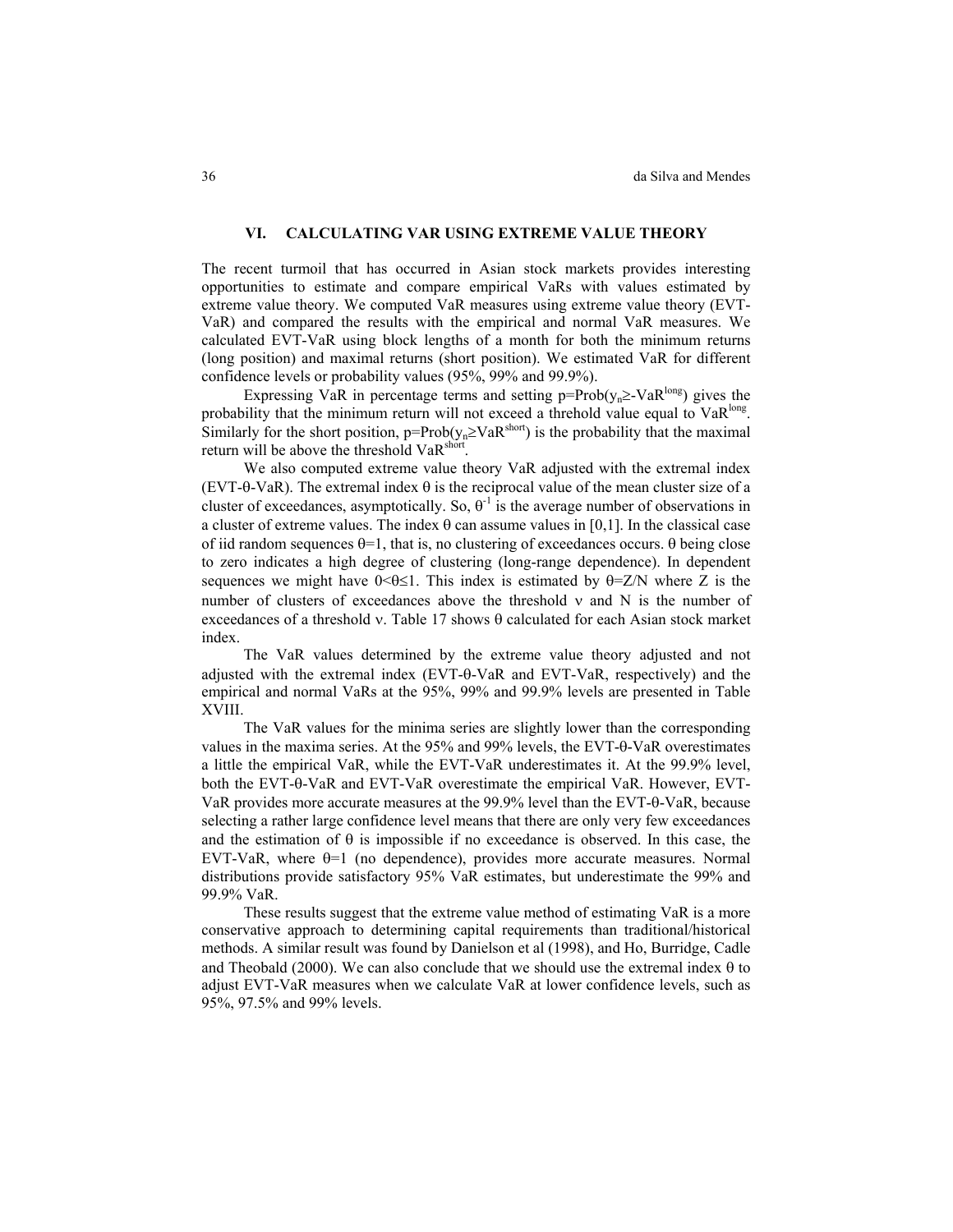## VI. CALCULATING VAR USING EXTREME VALUE THEORY

The recent turmoil that has occurred in Asian stock markets provides interesting opportunities to estimate and compare empirical VaRs with values estimated by extreme value theory. We computed VaR measures using extreme value theory (EVT-VaR) and compared the results with the empirical and normal VaR measures. We calculated EVT-VaR using block lengths of a month for both the minimum returns (long position) and maximal returns (short position). We estimated VaR for different confidence levels or probability values (95%, 99% and 99.9%).

Expressing VaR in percentage terms and setting $p=\text{Prob}(y_n \geq -\text{VaR}^{long})$ gives the probability that the minimum return will not exceed a threhold value equal to $\text{VaR}^{long}$. Similarly for the short position, $p=\text{Prob}(y_n \geq \text{VaR}^{short})$ is the probability that the maximal return will be above the threshold $\text{VaR}^{short}$.

We also computed extreme value theory VaR adjusted with the extremal index (EVT-θ-VaR). The extremal index θ is the reciprocal value of the mean cluster size of a cluster of exceedances, asymptotically. So, $\theta^{-1}$ is the average number of observations in a cluster of extreme values. The index θ can assume values in [0,1]. In the classical case of iid random sequences θ=1, that is, no clustering of exceedances occurs. θ being close to zero indicates a high degree of clustering (long-range dependence). In dependent sequences we might have $0<\theta\leq 1$. This index is estimated by $\theta=Z/N$ where Z is the number of clusters of exceedances above the threshold ν and N is the number of exceedances of a threshold ν. Table 17 shows θ calculated for each Asian stock market index.

The VaR values determined by the extreme value theory adjusted and not adjusted with the extremal index (EVT-θ-VaR and EVT-VaR, respectively) and the empirical and normal VaRs at the 95%, 99% and 99.9% levels are presented in Table XVIII.

The VaR values for the minima series are slightly lower than the corresponding values in the maxima series. At the 95% and 99% levels, the EVT-θ-VaR overestimates a little the empirical VaR, while the EVT-VaR underestimates it. At the 99.9% level, both the EVT-θ-VaR and EVT-VaR overestimate the empirical VaR. However, EVT-VaR provides more accurate measures at the 99.9% level than the EVT-θ-VaR, because selecting a rather large confidence level means that there are only very few exceedances and the estimation of θ is impossible if no exceedance is observed. In this case, the EVT-VaR, where θ=1 (no dependence), provides more accurate measures. Normal distributions provide satisfactory 95% VaR estimates, but underestimate the 99% and 99.9% VaR.

These results suggest that the extreme value method of estimating VaR is a more conservative approach to determining capital requirements than traditional/historical methods. A similar result was found by Danielson et al (1998), and Ho, Burridge, Cadle and Theobald (2000). We can also conclude that we should use the extremal index θ to adjust EVT-VaR measures when we calculate VaR at lower confidence levels, such as 95%, 97.5% and 99% levels.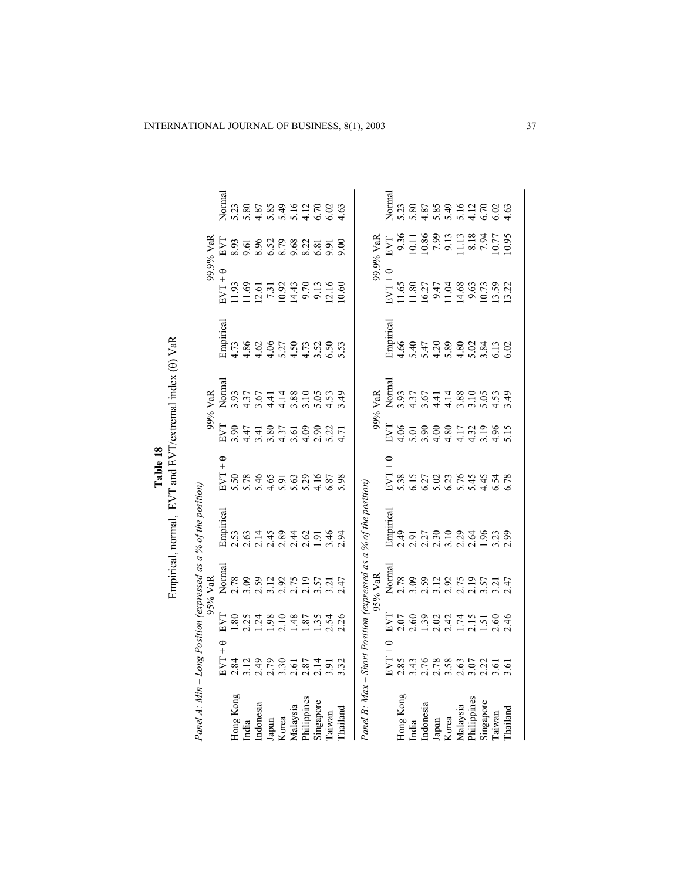**Table 18**

Empirical, normal, EVT and EVT/extremal index (θ) VaR

*Panel A: Min – Long Position (expressed as a % of the position)*

| | 95% VaR | | | | 99% VaR | | | | 99.9% VaR | | |
|---|---|---|---|---|---|---|---|---|---|---|---|
| | EVT + θ | EVT | Normal | Empirical | EVT + θ | EVT | Normal | Empirical | EVT + θ | EVT | Normal |
| Hong Kong | 2.84 | 1.80 | 2.78 | 2.53 | 5.50 | 3.90 | 3.93 | 4.73 | 11.93 | 8.93 | 5.23 |
| India | 3.12 | 2.25 | 3.09 | 2.63 | 5.78 | 4.47 | 4.37 | 4.86 | 11.69 | 9.61 | 5.80 |
| Indonesia | 2.49 | 1.24 | 2.59 | 2.14 | 5.46 | 3.41 | 3.67 | 4.62 | 12.61 | 8.96 | 4.87 |
| Japan | 2.79 | 1.98 | 3.12 | 2.45 | 4.65 | 3.80 | 4.41 | 4.06 | 7.31 | 6.52 | 5.85 |
| Korea | 3.30 | 2.10 | 2.92 | 2.89 | 5.91 | 4.37 | 4.14 | 5.27 | 10.92 | 8.79 | 5.49 |
| Malaysia | 2.61 | 1.48 | 2.75 | 2.44 | 5.63 | 3.61 | 3.88 | 4.50 | 14.43 | 9.68 | 5.16 |
| Philippines | 2.87 | 1.87 | 2.19 | 2.62 | 5.29 | 4.09 | 3.10 | 4.73 | 9.70 | 8.22 | 4.12 |
| Singapore | 2.14 | 1.35 | 3.57 | 1.91 | 4.16 | 2.90 | 5.05 | 3.52 | 9.13 | 6.81 | 6.70 |
| Taiwan | 3.91 | 2.54 | 3.21 | 3.46 | 6.87 | 5.22 | 4.53 | 6.50 | 12.16 | 9.91 | 6.02 |
| Thailand | 3.32 | 2.26 | 2.47 | 2.94 | 5.98 | 4.71 | 3.49 | 5.53 | 10.60 | 9.00 | 4.63 |

*Panel B: Max – Short Position (expressed as a % of the position)*

| | 95% VaR | | | | 99% VaR | | | | 99.9% VaR | | |
|---|---|---|---|---|---|---|---|---|---|---|---|
| | EVT + θ | EVT | Normal | Empirical | EVT + θ | EVT | Normal | Empirical | EVT + θ | EVT | Normal |
| Hong Kong | 2.85 | 2.07 | 2.78 | 2.49 | 5.38 | 4.06 | 3.93 | 4.66 | 11.65 | 9.36 | 5.23 |
| India | 3.43 | 2.60 | 3.09 | 2.91 | 6.15 | 5.01 | 4.37 | 5.40 | 11.80 | 10.11 | 5.80 |
| Indonesia | 2.76 | 1.39 | 2.59 | 2.27 | 6.27 | 3.90 | 3.67 | 5.47 | 16.27 | 10.86 | 4.87 |
| Japan | 2.78 | 2.02 | 3.12 | 2.30 | 5.02 | 4.00 | 4.41 | 4.20 | 9.47 | 7.99 | 5.85 |
| Korea | 3.58 | 2.42 | 2.92 | 3.10 | 6.23 | 4.80 | 4.14 | 5.89 | 11.04 | 9.13 | 5.49 |
| Malaysia | 2.63 | 1.74 | 2.75 | 2.29 | 5.76 | 4.17 | 3.88 | 4.80 | 14.68 | 11.13 | 5.16 |
| Philippines | 3.07 | 2.15 | 2.19 | 2.64 | 5.45 | 4.32 | 3.10 | 5.02 | 9.63 | 8.18 | 4.12 |
| Singapore | 2.22 | 1.51 | 3.57 | 1.96 | 4.45 | 3.19 | 5.05 | 3.84 | 10.73 | 7.94 | 6.70 |
| Taiwan | 3.61 | 2.60 | 3.21 | 3.23 | 6.54 | 4.96 | 4.53 | 6.13 | 13.59 | 10.77 | 6.02 |
| Thailand | 3.61 | 2.46 | 2.47 | 2.99 | 6.78 | 5.15 | 3.49 | 6.02 | 13.22 | 10.95 | 4.63 |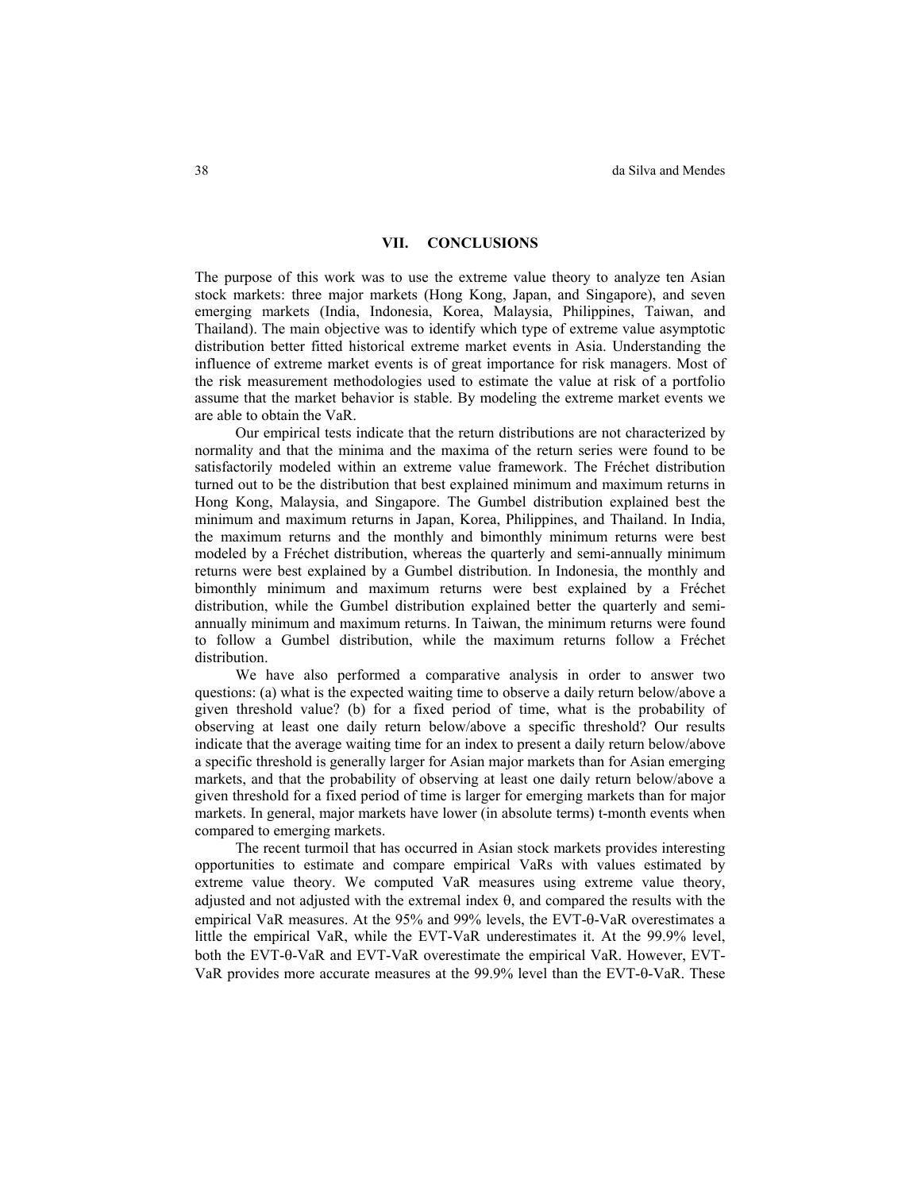## VII. CONCLUSIONS

The purpose of this work was to use the extreme value theory to analyze ten Asian stock markets: three major markets (Hong Kong, Japan, and Singapore), and seven emerging markets (India, Indonesia, Korea, Malaysia, Philippines, Taiwan, and Thailand). The main objective was to identify which type of extreme value asymptotic distribution better fitted historical extreme market events in Asia. Understanding the influence of extreme market events is of great importance for risk managers. Most of the risk measurement methodologies used to estimate the value at risk of a portfolio assume that the market behavior is stable. By modeling the extreme market events we are able to obtain the VaR.

Our empirical tests indicate that the return distributions are not characterized by normality and that the minima and the maxima of the return series were found to be satisfactorily modeled within an extreme value framework. The Fréchet distribution turned out to be the distribution that best explained minimum and maximum returns in Hong Kong, Malaysia, and Singapore. The Gumbel distribution explained best the minimum and maximum returns in Japan, Korea, Philippines, and Thailand. In India, the maximum returns and the monthly and bimonthly minimum returns were best modeled by a Fréchet distribution, whereas the quarterly and semi-annually minimum returns were best explained by a Gumbel distribution. In Indonesia, the monthly and bimonthly minimum and maximum returns were best explained by a Fréchet distribution, while the Gumbel distribution explained better the quarterly and semi-annually minimum and maximum returns. In Taiwan, the minimum returns were found to follow a Gumbel distribution, while the maximum returns follow a Fréchet distribution.

We have also performed a comparative analysis in order to answer two questions: (a) what is the expected waiting time to observe a daily return below/above a given threshold value? (b) for a fixed period of time, what is the probability of observing at least one daily return below/above a specific threshold? Our results indicate that the average waiting time for an index to present a daily return below/above a specific threshold is generally larger for Asian major markets than for Asian emerging markets, and that the probability of observing at least one daily return below/above a given threshold for a fixed period of time is larger for emerging markets than for major markets. In general, major markets have lower (in absolute terms) t-month events when compared to emerging markets.

The recent turmoil that has occurred in Asian stock markets provides interesting opportunities to estimate and compare empirical VaRs with values estimated by extreme value theory. We computed VaR measures using extreme value theory, adjusted and not adjusted with the extremal index $\theta$, and compared the results with the empirical VaR measures. At the 95% and 99% levels, the EVT-$\theta$-VaR overestimates a little the empirical VaR, while the EVT-VaR underestimates it. At the 99.9% level, both the EVT-$\theta$-VaR and EVT-VaR overestimate the empirical VaR. However, EVT-VaR provides more accurate measures at the 99.9% level than the EVT-$\theta$-VaR. These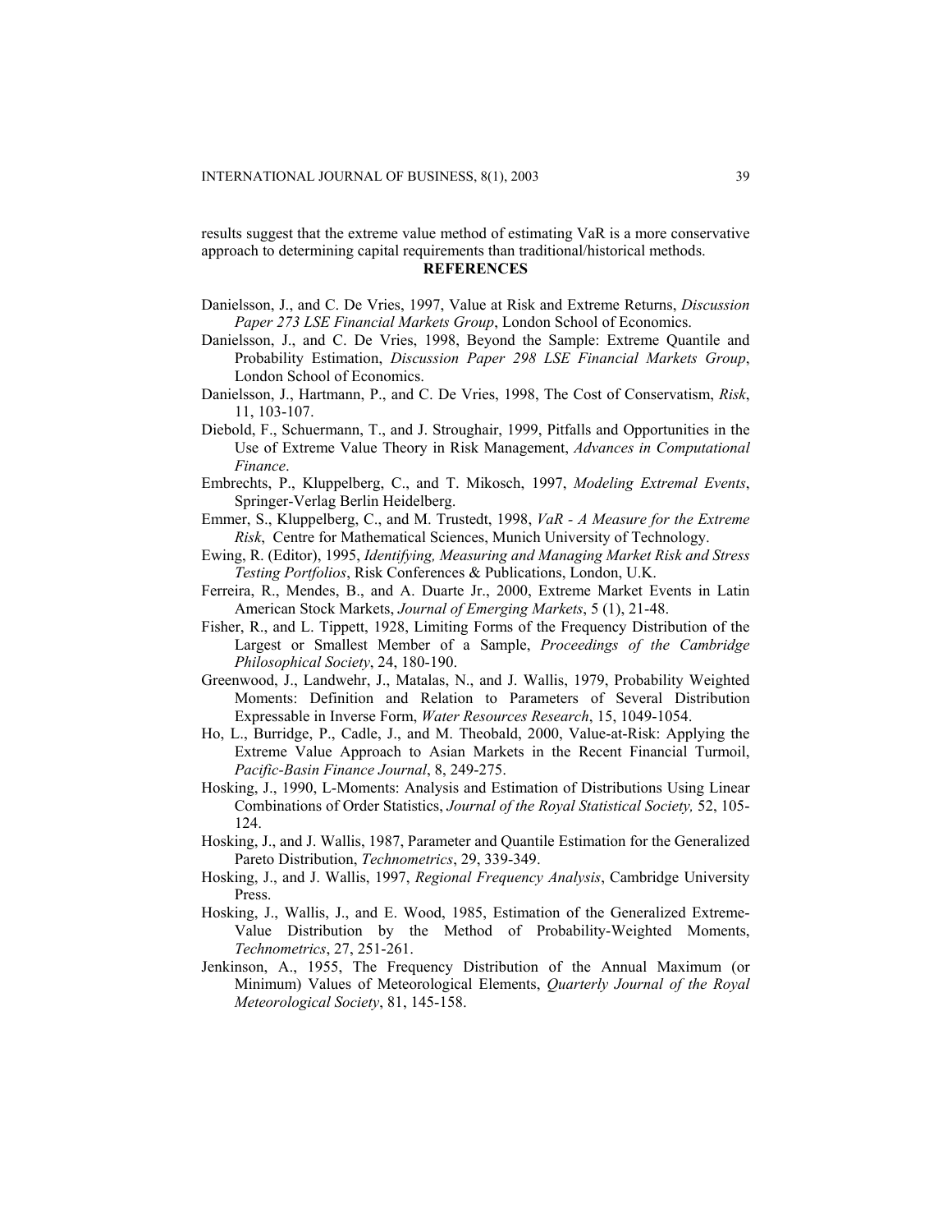results suggest that the extreme value method of estimating VaR is a more conservative approach to determining capital requirements than traditional/historical methods.

## REFERENCES

Danielsson, J., and C. De Vries, 1997, Value at Risk and Extreme Returns, *Discussion Paper 273 LSE Financial Markets Group*, London School of Economics.

Danielsson, J., and C. De Vries, 1998, Beyond the Sample: Extreme Quantile and Probability Estimation, *Discussion Paper 298 LSE Financial Markets Group*, London School of Economics.

Danielsson, J., Hartmann, P., and C. De Vries, 1998, The Cost of Conservatism, *Risk*, 11, 103-107.

Diebold, F., Schuermann, T., and J. Stroughair, 1999, Pitfalls and Opportunities in the Use of Extreme Value Theory in Risk Management, *Advances in Computational Finance*.

Embrechts, P., Kluppelberg, C., and T. Mikosch, 1997, *Modeling Extremal Events*, Springer-Verlag Berlin Heidelberg.

Emmer, S., Kluppelberg, C., and M. Trustedt, 1998, *VaR - A Measure for the Extreme Risk*, Centre for Mathematical Sciences, Munich University of Technology.

Ewing, R. (Editor), 1995, *Identifying, Measuring and Managing Market Risk and Stress Testing Portfolios*, Risk Conferences & Publications, London, U.K.

Ferreira, R., Mendes, B., and A. Duarte Jr., 2000, Extreme Market Events in Latin American Stock Markets, *Journal of Emerging Markets*, 5 (1), 21-48.

Fisher, R., and L. Tippett, 1928, Limiting Forms of the Frequency Distribution of the Largest or Smallest Member of a Sample, *Proceedings of the Cambridge Philosophical Society*, 24, 180-190.

Greenwood, J., Landwehr, J., Matalas, N., and J. Wallis, 1979, Probability Weighted Moments: Definition and Relation to Parameters of Several Distribution Expressable in Inverse Form, *Water Resources Research*, 15, 1049-1054.

Ho, L., Burridge, P., Cadle, J., and M. Theobald, 2000, Value-at-Risk: Applying the Extreme Value Approach to Asian Markets in the Recent Financial Turmoil, *Pacific-Basin Finance Journal*, 8, 249-275.

Hosking, J., 1990, L-Moments: Analysis and Estimation of Distributions Using Linear Combinations of Order Statistics, *Journal of the Royal Statistical Society,* 52, 105-124.

Hosking, J., and J. Wallis, 1987, Parameter and Quantile Estimation for the Generalized Pareto Distribution, *Technometrics*, 29, 339-349.

Hosking, J., and J. Wallis, 1997, *Regional Frequency Analysis*, Cambridge University Press.

Hosking, J., Wallis, J., and E. Wood, 1985, Estimation of the Generalized Extreme-Value Distribution by the Method of Probability-Weighted Moments, *Technometrics*, 27, 251-261.

Jenkinson, A., 1955, The Frequency Distribution of the Annual Maximum (or Minimum) Values of Meteorological Elements, *Quarterly Journal of the Royal Meteorological Society*, 81, 145-158.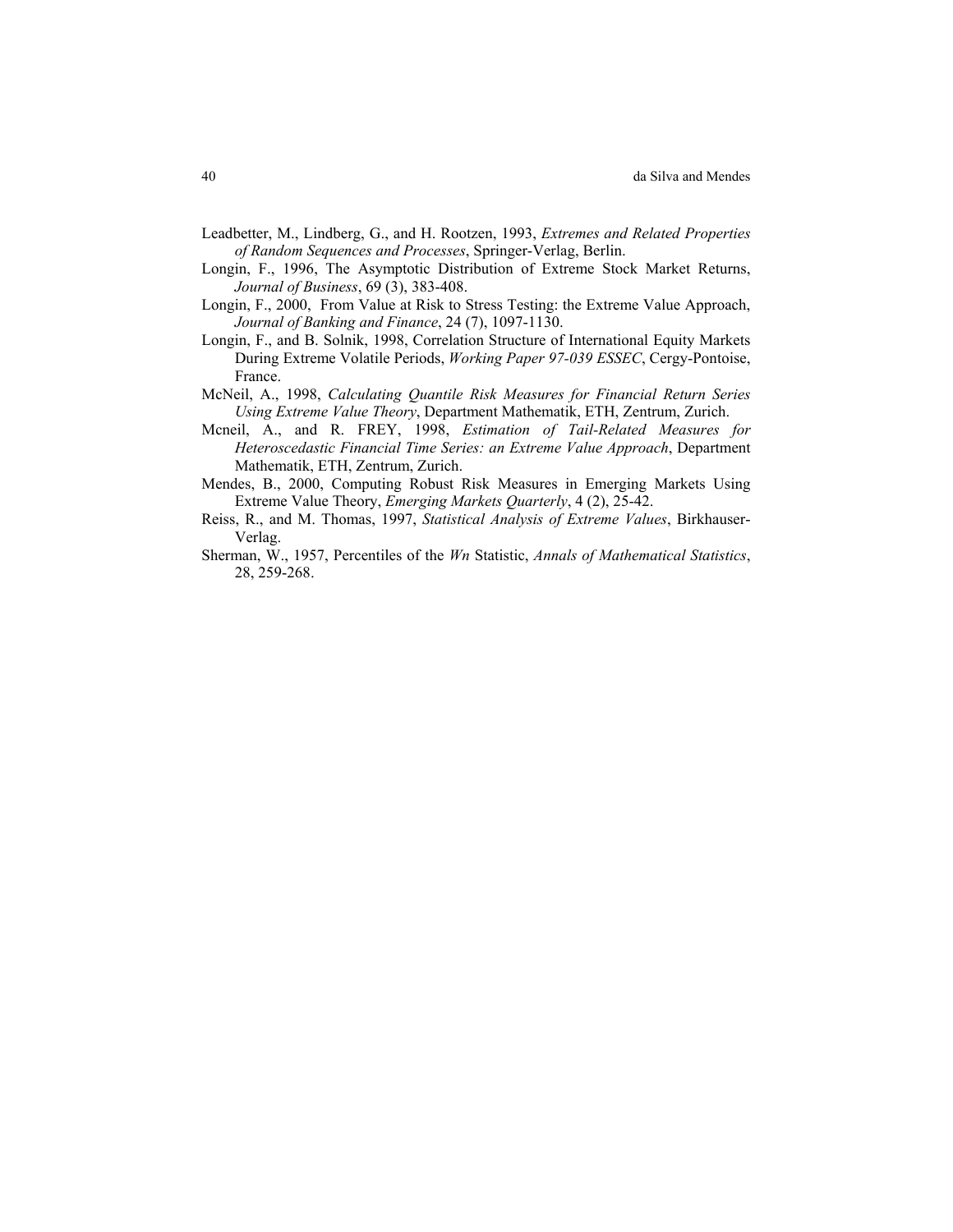Leadbetter, M., Lindberg, G., and H. Rootzen, 1993, *Extremes and Related Properties of Random Sequences and Processes*, Springer-Verlag, Berlin.

Longin, F., 1996, The Asymptotic Distribution of Extreme Stock Market Returns, *Journal of Business*, 69 (3), 383-408.

Longin, F., 2000, From Value at Risk to Stress Testing: the Extreme Value Approach, *Journal of Banking and Finance*, 24 (7), 1097-1130.

Longin, F., and B. Solnik, 1998, Correlation Structure of International Equity Markets During Extreme Volatile Periods, *Working Paper 97-039 ESSEC*, Cergy-Pontoise, France.

McNeil, A., 1998, *Calculating Quantile Risk Measures for Financial Return Series Using Extreme Value Theory*, Department Mathematik, ETH, Zentrum, Zurich.

Mcneil, A., and R. FREY, 1998, *Estimation of Tail-Related Measures for Heteroscedastic Financial Time Series: an Extreme Value Approach*, Department Mathematik, ETH, Zentrum, Zurich.

Mendes, B., 2000, Computing Robust Risk Measures in Emerging Markets Using Extreme Value Theory, *Emerging Markets Quarterly*, 4 (2), 25-42.

Reiss, R., and M. Thomas, 1997, *Statistical Analysis of Extreme Values*, Birkhauser-Verlag.

Sherman, W., 1957, Percentiles of the *Wn* Statistic, *Annals of Mathematical Statistics*, 28, 259-268.